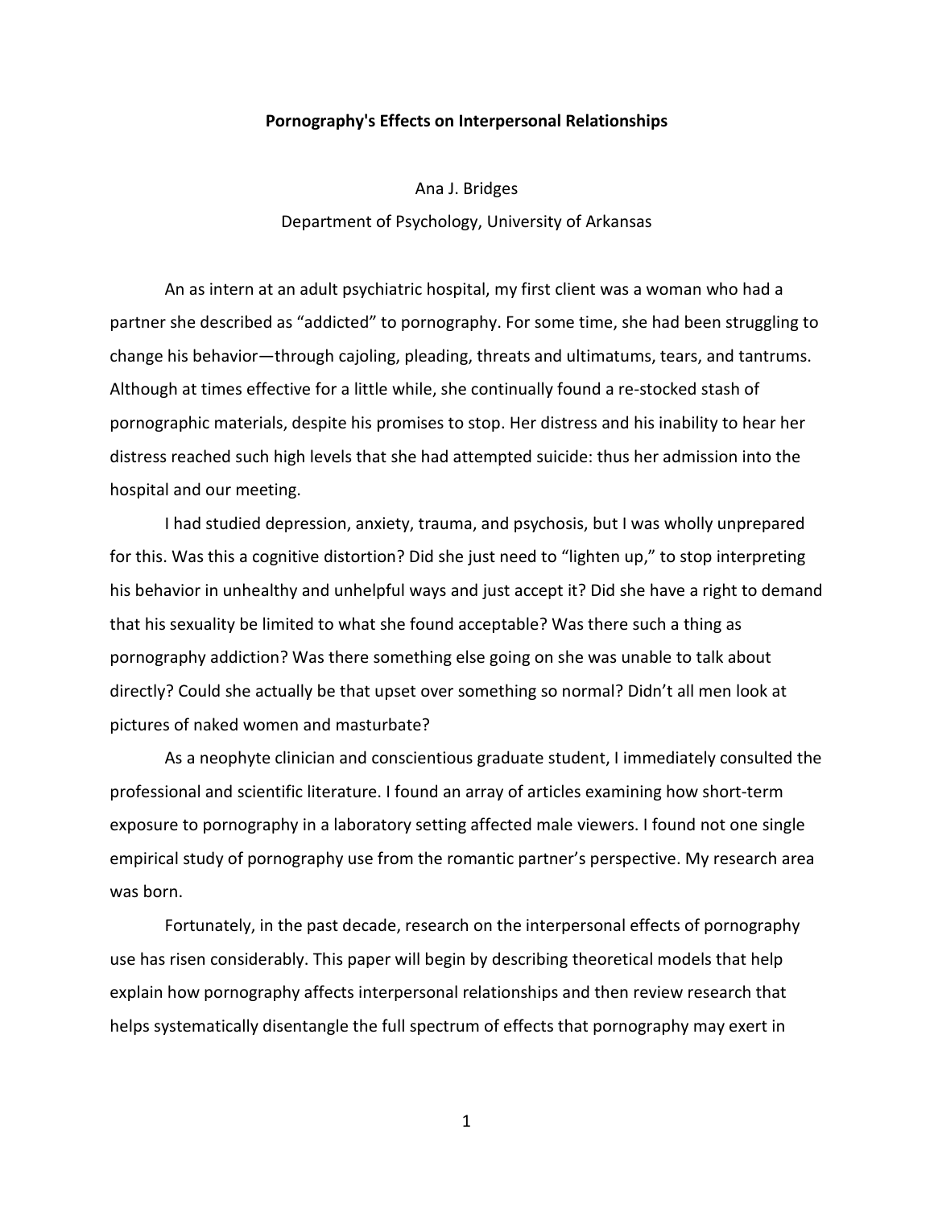# Pornography's Effects on Interpersonal Relationships

Ana J. Bridges

Department of Psychology, University of Arkansas

An as intern at an adult psychiatric hospital, my first client was a woman who had a partner she described as "addicted" to pornography. For some time, she had been struggling to change his behavior—through cajoling, pleading, threats and ultimatums, tears, and tantrums. Although at times effective for a little while, she continually found a re-stocked stash of pornographic materials, despite his promises to stop. Her distress and his inability to hear her distress reached such high levels that she had attempted suicide: thus her admission into the hospital and our meeting.

I had studied depression, anxiety, trauma, and psychosis, but I was wholly unprepared for this. Was this a cognitive distortion? Did she just need to "lighten up," to stop interpreting his behavior in unhealthy and unhelpful ways and just accept it? Did she have a right to demand that his sexuality be limited to what she found acceptable? Was there such a thing as pornography addiction? Was there something else going on she was unable to talk about directly? Could she actually be that upset over something so normal? Didn't all men look at pictures of naked women and masturbate?

As a neophyte clinician and conscientious graduate student, I immediately consulted the professional and scientific literature. I found an array of articles examining how short-term exposure to pornography in a laboratory setting affected male viewers. I found not one single empirical study of pornography use from the romantic partner's perspective. My research area was born.

Fortunately, in the past decade, research on the interpersonal effects of pornography use has risen considerably. This paper will begin by describing theoretical models that help explain how pornography affects interpersonal relationships and then review research that helps systematically disentangle the full spectrum of effects that pornography may exert in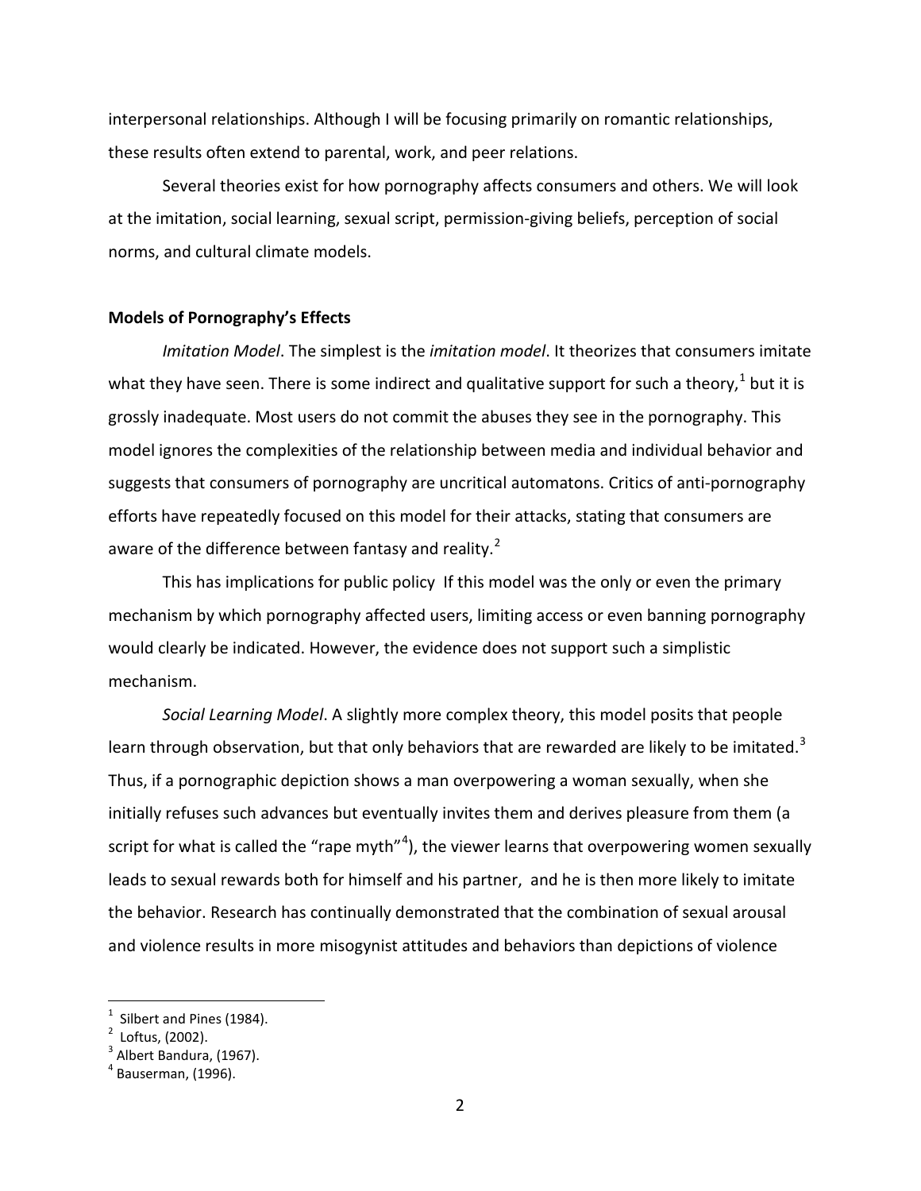interpersonal relationships. Although I will be focusing primarily on romantic relationships, these results often extend to parental, work, and peer relations.

Several theories exist for how pornography affects consumers and others. We will look at the imitation, social learning, sexual script, permission-giving beliefs, perception of social norms, and cultural climate models.

**Models of Pornography's Effects**

*Imitation Model*. The simplest is the *imitation model*. It theorizes that consumers imitate what they have seen. There is some indirect and qualitative support for such a theory,[1] but it is grossly inadequate. Most users do not commit the abuses they see in the pornography. This model ignores the complexities of the relationship between media and individual behavior and suggests that consumers of pornography are uncritical automatons. Critics of anti-pornography efforts have repeatedly focused on this model for their attacks, stating that consumers are aware of the difference between fantasy and reality.[2]

This has implications for public policy If this model was the only or even the primary mechanism by which pornography affected users, limiting access or even banning pornography would clearly be indicated. However, the evidence does not support such a simplistic mechanism.

*Social Learning Model*. A slightly more complex theory, this model posits that people learn through observation, but that only behaviors that are rewarded are likely to be imitated.[3] Thus, if a pornographic depiction shows a man overpowering a woman sexually, when she initially refuses such advances but eventually invites them and derives pleasure from them (a script for what is called the "rape myth"[4]), the viewer learns that overpowering women sexually leads to sexual rewards both for himself and his partner, and he is then more likely to imitate the behavior. Research has continually demonstrated that the combination of sexual arousal and violence results in more misogynist attitudes and behaviors than depictions of violence

---

[1] Silbert and Pines (1984).
[2] Loftus, (2002).
[3] Albert Bandura, (1967).
[4] Bauserman, (1996).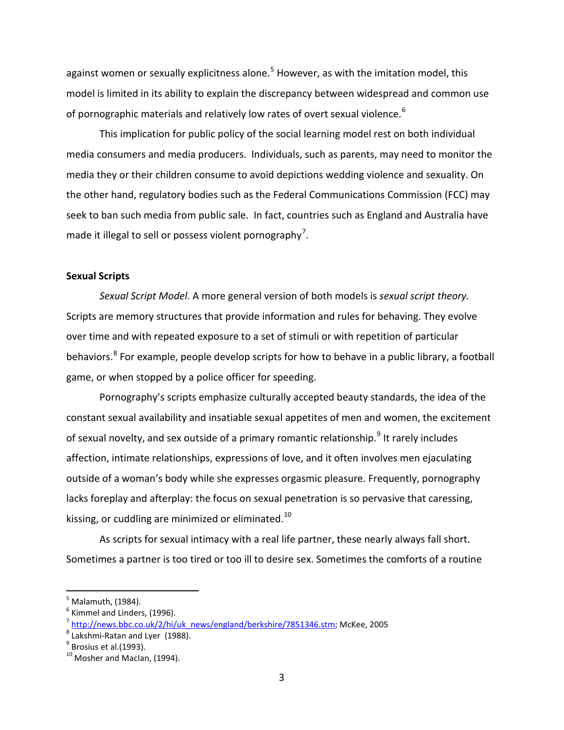against women or sexually explicitness alone.[5] However, as with the imitation model, this model is limited in its ability to explain the discrepancy between widespread and common use of pornographic materials and relatively low rates of overt sexual violence.[6]

This implication for public policy of the social learning model rest on both individual media consumers and media producers. Individuals, such as parents, may need to monitor the media they or their children consume to avoid depictions wedding violence and sexuality. On the other hand, regulatory bodies such as the Federal Communications Commission (FCC) may seek to ban such media from public sale. In fact, countries such as England and Australia have made it illegal to sell or possess violent pornography[7].

**Sexual Scripts**

*Sexual Script Model*. A more general version of both models is *sexual script theory.* Scripts are memory structures that provide information and rules for behaving. They evolve over time and with repeated exposure to a set of stimuli or with repetition of particular behaviors.[8] For example, people develop scripts for how to behave in a public library, a football game, or when stopped by a police officer for speeding.

Pornography's scripts emphasize culturally accepted beauty standards, the idea of the constant sexual availability and insatiable sexual appetites of men and women, the excitement of sexual novelty, and sex outside of a primary romantic relationship.[9] It rarely includes affection, intimate relationships, expressions of love, and it often involves men ejaculating outside of a woman's body while she expresses orgasmic pleasure. Frequently, pornography lacks foreplay and afterplay: the focus on sexual penetration is so pervasive that caressing, kissing, or cuddling are minimized or eliminated.[10]

As scripts for sexual intimacy with a real life partner, these nearly always fall short. Sometimes a partner is too tired or too ill to desire sex. Sometimes the comforts of a routine

---

[5] Malamuth, (1984).

[6] Kimmel and Linders, (1996).

[7] http://news.bbc.co.uk/2/hi/uk_news/england/berkshire/7851346.stm; McKee, 2005

[8] Lakshmi-Ratan and Lyer (1988).

[9] Brosius et al.(1993).

[10] Mosher and MacIan, (1994).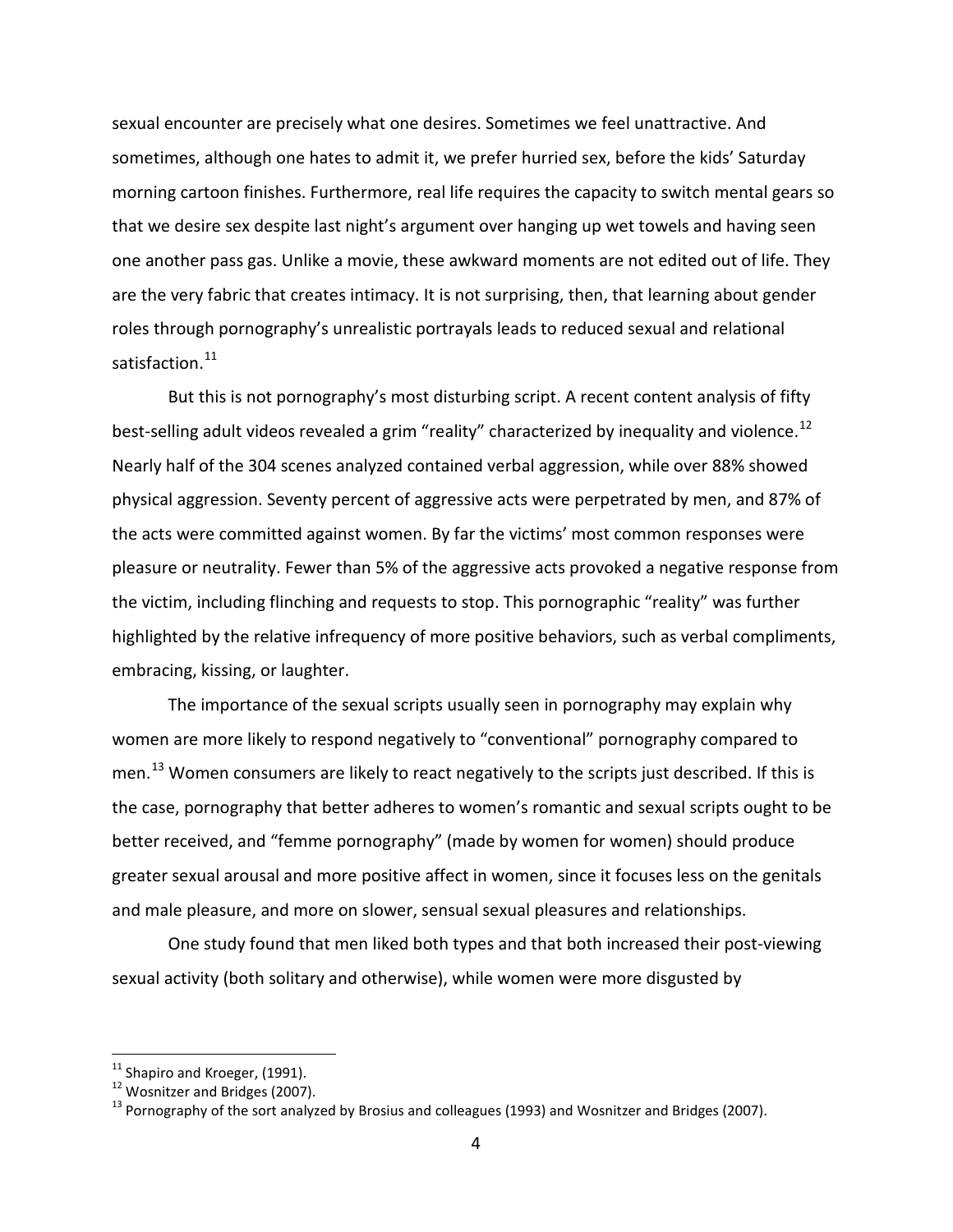sexual encounter are precisely what one desires. Sometimes we feel unattractive. And sometimes, although one hates to admit it, we prefer hurried sex, before the kids' Saturday morning cartoon finishes. Furthermore, real life requires the capacity to switch mental gears so that we desire sex despite last night's argument over hanging up wet towels and having seen one another pass gas. Unlike a movie, these awkward moments are not edited out of life. They are the very fabric that creates intimacy. It is not surprising, then, that learning about gender roles through pornography's unrealistic portrayals leads to reduced sexual and relational satisfaction.[11]

But this is not pornography's most disturbing script. A recent content analysis of fifty best-selling adult videos revealed a grim "reality" characterized by inequality and violence.[12] Nearly half of the 304 scenes analyzed contained verbal aggression, while over 88% showed physical aggression. Seventy percent of aggressive acts were perpetrated by men, and 87% of the acts were committed against women. By far the victims' most common responses were pleasure or neutrality. Fewer than 5% of the aggressive acts provoked a negative response from the victim, including flinching and requests to stop. This pornographic "reality" was further highlighted by the relative infrequency of more positive behaviors, such as verbal compliments, embracing, kissing, or laughter.

The importance of the sexual scripts usually seen in pornography may explain why women are more likely to respond negatively to "conventional" pornography compared to men.[13] Women consumers are likely to react negatively to the scripts just described. If this is the case, pornography that better adheres to women's romantic and sexual scripts ought to be better received, and "femme pornography" (made by women for women) should produce greater sexual arousal and more positive affect in women, since it focuses less on the genitals and male pleasure, and more on slower, sensual sexual pleasures and relationships.

One study found that men liked both types and that both increased their post-viewing sexual activity (both solitary and otherwise), while women were more disgusted by

---

[11] Shapiro and Kroeger, (1991).

[12] Wosnitzer and Bridges (2007).

[13] Pornography of the sort analyzed by Brosius and colleagues (1993) and Wosnitzer and Bridges (2007).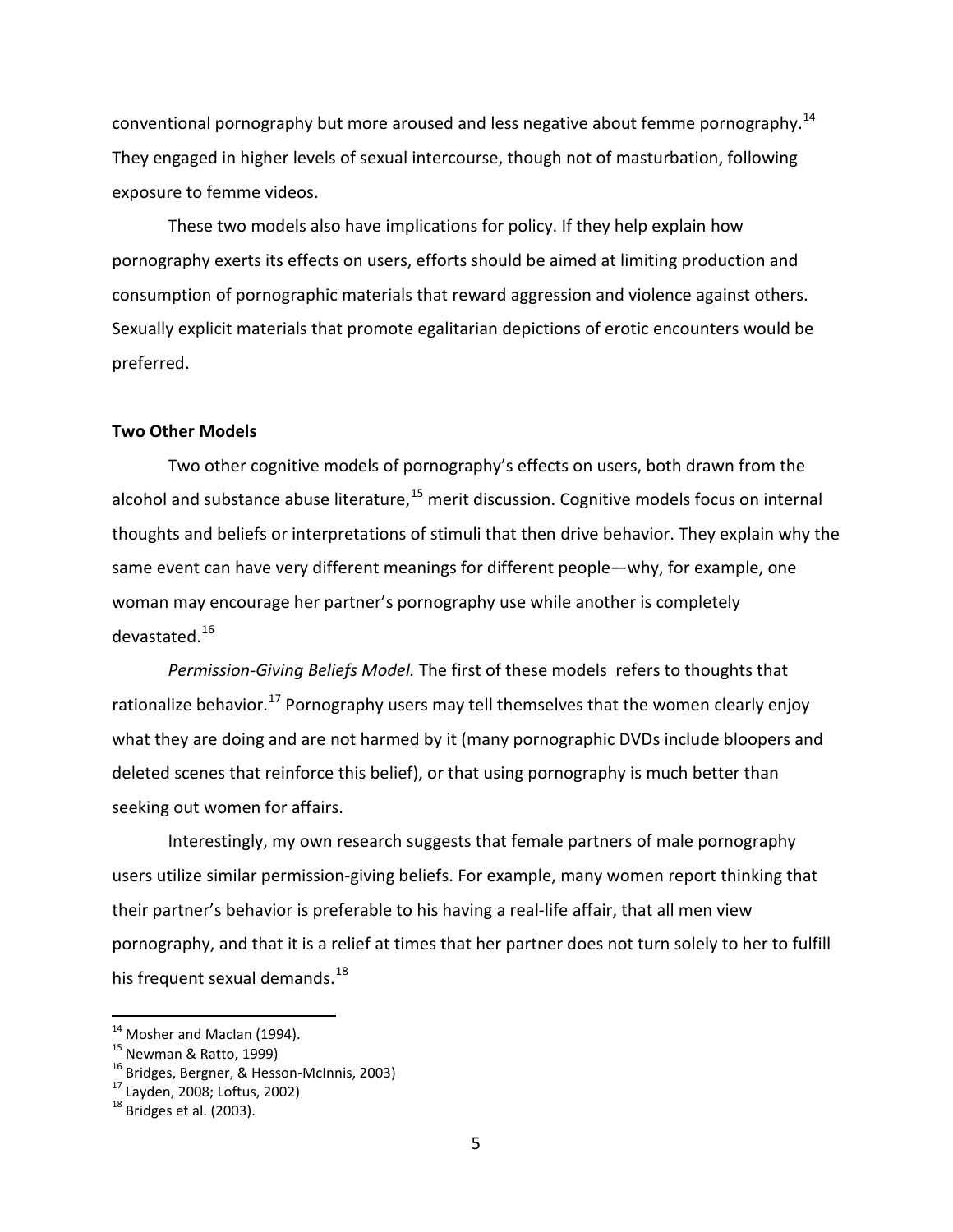conventional pornography but more aroused and less negative about femme pornography.[14] They engaged in higher levels of sexual intercourse, though not of masturbation, following exposure to femme videos.

These two models also have implications for policy. If they help explain how pornography exerts its effects on users, efforts should be aimed at limiting production and consumption of pornographic materials that reward aggression and violence against others. Sexually explicit materials that promote egalitarian depictions of erotic encounters would be preferred.

**Two Other Models**

Two other cognitive models of pornography's effects on users, both drawn from the alcohol and substance abuse literature,[15] merit discussion. Cognitive models focus on internal thoughts and beliefs or interpretations of stimuli that then drive behavior. They explain why the same event can have very different meanings for different people—why, for example, one woman may encourage her partner's pornography use while another is completely devastated.[16]

*Permission-Giving Beliefs Model.* The first of these models refers to thoughts that rationalize behavior.[17] Pornography users may tell themselves that the women clearly enjoy what they are doing and are not harmed by it (many pornographic DVDs include bloopers and deleted scenes that reinforce this belief), or that using pornography is much better than seeking out women for affairs.

Interestingly, my own research suggests that female partners of male pornography users utilize similar permission-giving beliefs. For example, many women report thinking that their partner's behavior is preferable to his having a real-life affair, that all men view pornography, and that it is a relief at times that her partner does not turn solely to her to fulfill his frequent sexual demands.[18]

---

[14] Mosher and Maclan (1994).

[15] Newman & Ratto, 1999)

[16] Bridges, Bergner, & Hesson-McInnis, 2003)

[17] Layden, 2008; Loftus, 2002)

[18] Bridges et al. (2003).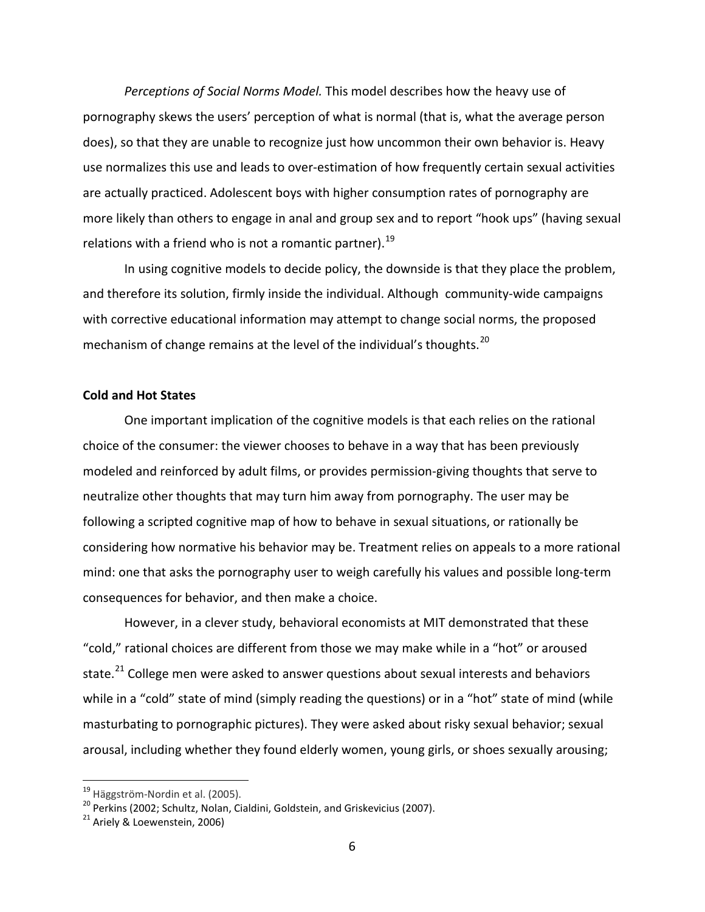*Perceptions of Social Norms Model.* This model describes how the heavy use of pornography skews the users' perception of what is normal (that is, what the average person does), so that they are unable to recognize just how uncommon their own behavior is. Heavy use normalizes this use and leads to over-estimation of how frequently certain sexual activities are actually practiced. Adolescent boys with higher consumption rates of pornography are more likely than others to engage in anal and group sex and to report "hook ups" (having sexual relations with a friend who is not a romantic partner).[19]

In using cognitive models to decide policy, the downside is that they place the problem, and therefore its solution, firmly inside the individual. Although community-wide campaigns with corrective educational information may attempt to change social norms, the proposed mechanism of change remains at the level of the individual's thoughts.[20]

**Cold and Hot States**

One important implication of the cognitive models is that each relies on the rational choice of the consumer: the viewer chooses to behave in a way that has been previously modeled and reinforced by adult films, or provides permission-giving thoughts that serve to neutralize other thoughts that may turn him away from pornography. The user may be following a scripted cognitive map of how to behave in sexual situations, or rationally be considering how normative his behavior may be. Treatment relies on appeals to a more rational mind: one that asks the pornography user to weigh carefully his values and possible long-term consequences for behavior, and then make a choice.

However, in a clever study, behavioral economists at MIT demonstrated that these "cold," rational choices are different from those we may make while in a "hot" or aroused state.[21] College men were asked to answer questions about sexual interests and behaviors while in a "cold" state of mind (simply reading the questions) or in a "hot" state of mind (while masturbating to pornographic pictures). They were asked about risky sexual behavior; sexual arousal, including whether they found elderly women, young girls, or shoes sexually arousing;

---

[19] Häggström-Nordin et al. (2005).

[20] Perkins (2002; Schultz, Nolan, Cialdini, Goldstein, and Griskevicius (2007).

[21] Ariely & Loewenstein, 2006)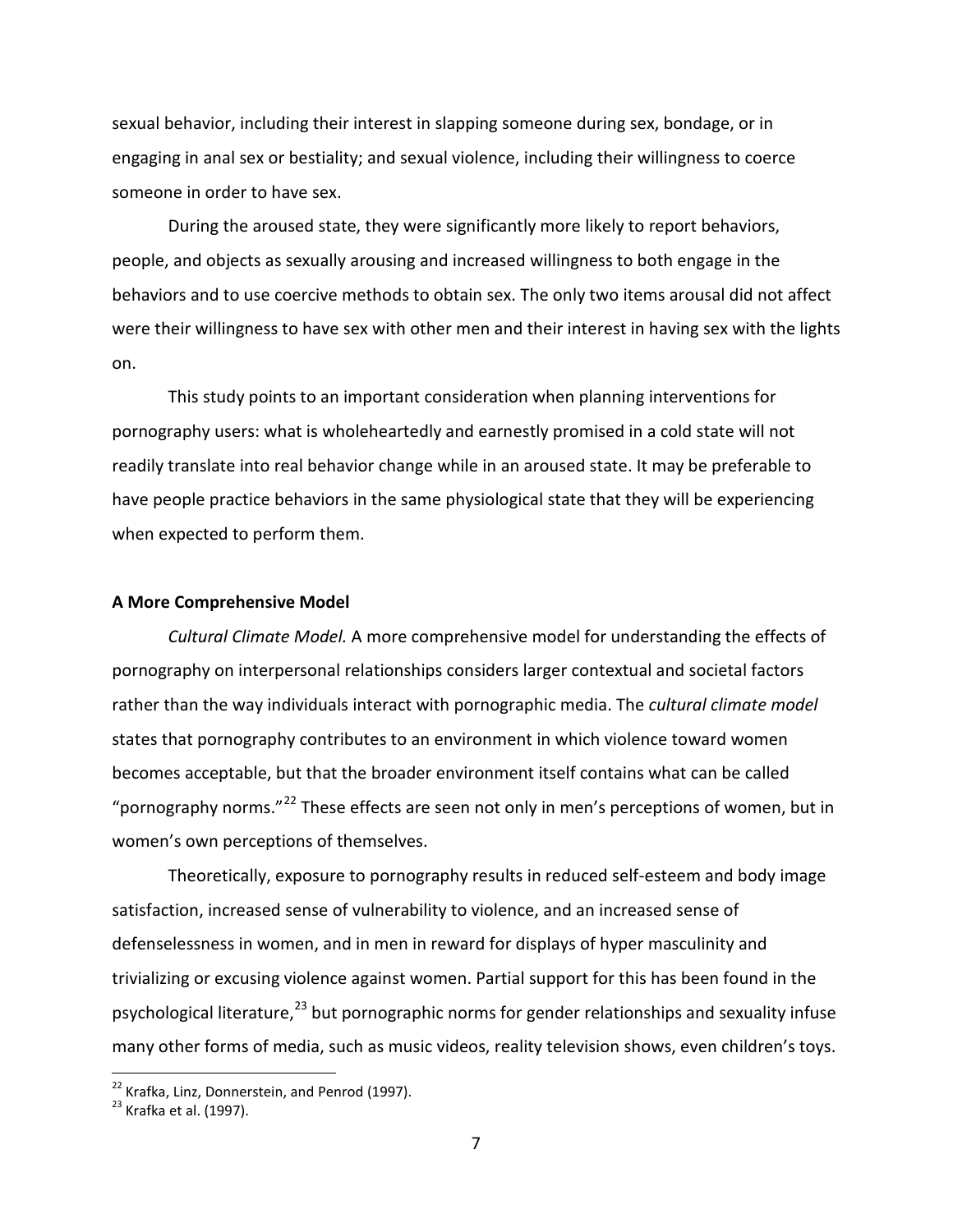sexual behavior, including their interest in slapping someone during sex, bondage, or in engaging in anal sex or bestiality; and sexual violence, including their willingness to coerce someone in order to have sex.

During the aroused state, they were significantly more likely to report behaviors, people, and objects as sexually arousing and increased willingness to both engage in the behaviors and to use coercive methods to obtain sex. The only two items arousal did not affect were their willingness to have sex with other men and their interest in having sex with the lights on.

This study points to an important consideration when planning interventions for pornography users: what is wholeheartedly and earnestly promised in a cold state will not readily translate into real behavior change while in an aroused state. It may be preferable to have people practice behaviors in the same physiological state that they will be experiencing when expected to perform them.

**A More Comprehensive Model**

*Cultural Climate Model.* A more comprehensive model for understanding the effects of pornography on interpersonal relationships considers larger contextual and societal factors rather than the way individuals interact with pornographic media. The *cultural climate model* states that pornography contributes to an environment in which violence toward women becomes acceptable, but that the broader environment itself contains what can be called "pornography norms."[22] These effects are seen not only in men's perceptions of women, but in women's own perceptions of themselves.

Theoretically, exposure to pornography results in reduced self-esteem and body image satisfaction, increased sense of vulnerability to violence, and an increased sense of defenselessness in women, and in men in reward for displays of hyper masculinity and trivializing or excusing violence against women. Partial support for this has been found in the psychological literature,[23] but pornographic norms for gender relationships and sexuality infuse many other forms of media, such as music videos, reality television shows, even children's toys.

[22] Krafka, Linz, Donnerstein, and Penrod (1997).

[23] Krafka et al. (1997).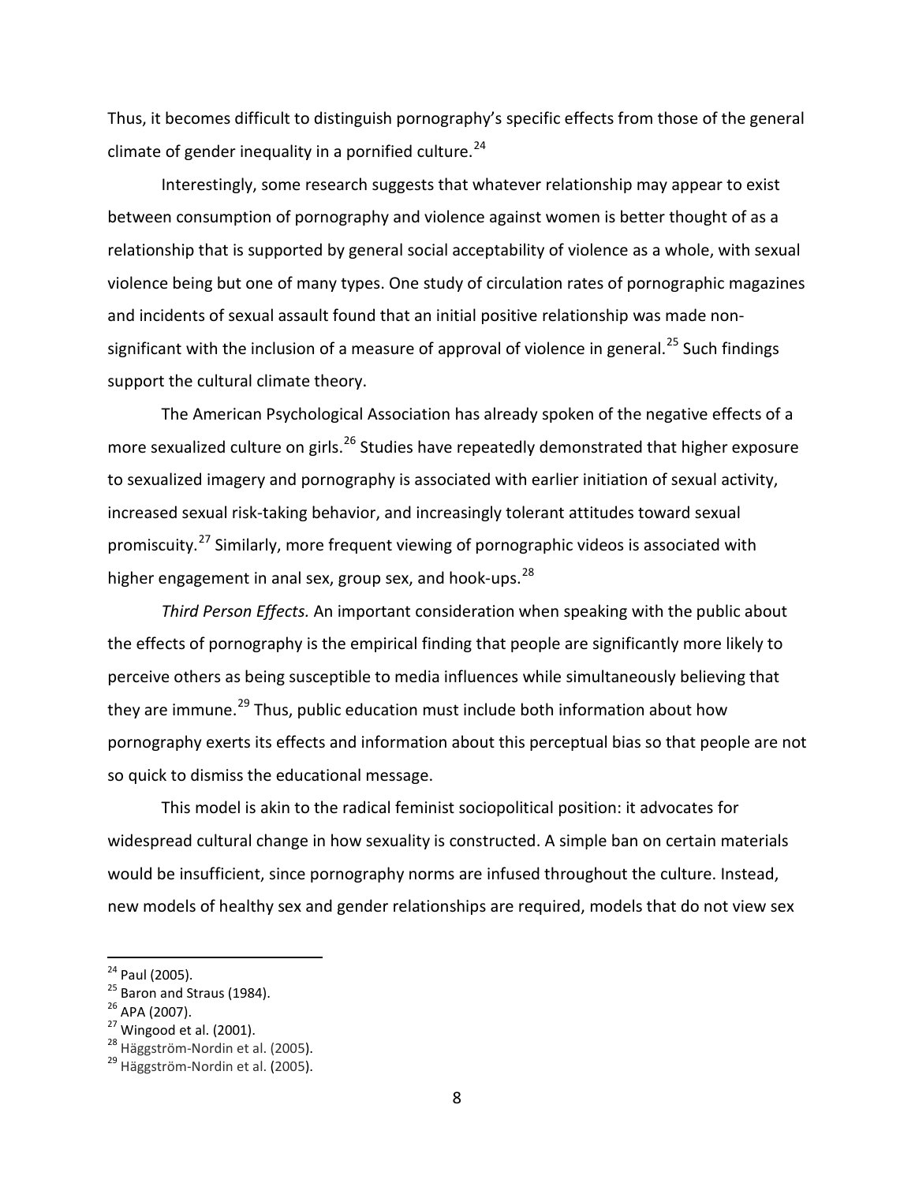Thus, it becomes difficult to distinguish pornography's specific effects from those of the general climate of gender inequality in a pornified culture.[24]

Interestingly, some research suggests that whatever relationship may appear to exist between consumption of pornography and violence against women is better thought of as a relationship that is supported by general social acceptability of violence as a whole, with sexual violence being but one of many types. One study of circulation rates of pornographic magazines and incidents of sexual assault found that an initial positive relationship was made non-significant with the inclusion of a measure of approval of violence in general.[25] Such findings support the cultural climate theory.

The American Psychological Association has already spoken of the negative effects of a more sexualized culture on girls.[26] Studies have repeatedly demonstrated that higher exposure to sexualized imagery and pornography is associated with earlier initiation of sexual activity, increased sexual risk-taking behavior, and increasingly tolerant attitudes toward sexual promiscuity.[27] Similarly, more frequent viewing of pornographic videos is associated with higher engagement in anal sex, group sex, and hook-ups.[28]

*Third Person Effects.* An important consideration when speaking with the public about the effects of pornography is the empirical finding that people are significantly more likely to perceive others as being susceptible to media influences while simultaneously believing that they are immune.[29] Thus, public education must include both information about how pornography exerts its effects and information about this perceptual bias so that people are not so quick to dismiss the educational message.

This model is akin to the radical feminist sociopolitical position: it advocates for widespread cultural change in how sexuality is constructed. A simple ban on certain materials would be insufficient, since pornography norms are infused throughout the culture. Instead, new models of healthy sex and gender relationships are required, models that do not view sex

---

[24] Paul (2005).
[25] Baron and Straus (1984).
[26] APA (2007).
[27] Wingood et al. (2001).
[28] Häggström-Nordin et al. (2005).
[29] Häggström-Nordin et al. (2005).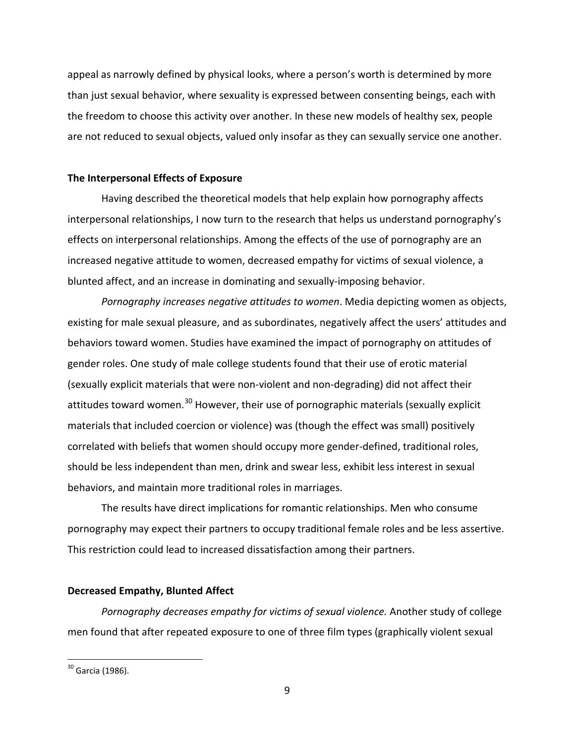appeal as narrowly defined by physical looks, where a person's worth is determined by more than just sexual behavior, where sexuality is expressed between consenting beings, each with the freedom to choose this activity over another. In these new models of healthy sex, people are not reduced to sexual objects, valued only insofar as they can sexually service one another.

**The Interpersonal Effects of Exposure**

Having described the theoretical models that help explain how pornography affects interpersonal relationships, I now turn to the research that helps us understand pornography's effects on interpersonal relationships. Among the effects of the use of pornography are an increased negative attitude to women, decreased empathy for victims of sexual violence, a blunted affect, and an increase in dominating and sexually-imposing behavior.

*Pornography increases negative attitudes to women*. Media depicting women as objects, existing for male sexual pleasure, and as subordinates, negatively affect the users' attitudes and behaviors toward women. Studies have examined the impact of pornography on attitudes of gender roles. One study of male college students found that their use of erotic material (sexually explicit materials that were non-violent and non-degrading) did not affect their attitudes toward women.[30] However, their use of pornographic materials (sexually explicit materials that included coercion or violence) was (though the effect was small) positively correlated with beliefs that women should occupy more gender-defined, traditional roles, should be less independent than men, drink and swear less, exhibit less interest in sexual behaviors, and maintain more traditional roles in marriages.

The results have direct implications for romantic relationships. Men who consume pornography may expect their partners to occupy traditional female roles and be less assertive. This restriction could lead to increased dissatisfaction among their partners.

**Decreased Empathy, Blunted Affect**

*Pornography decreases empathy for victims of sexual violence.* Another study of college men found that after repeated exposure to one of three film types (graphically violent sexual

[30] Garcia (1986).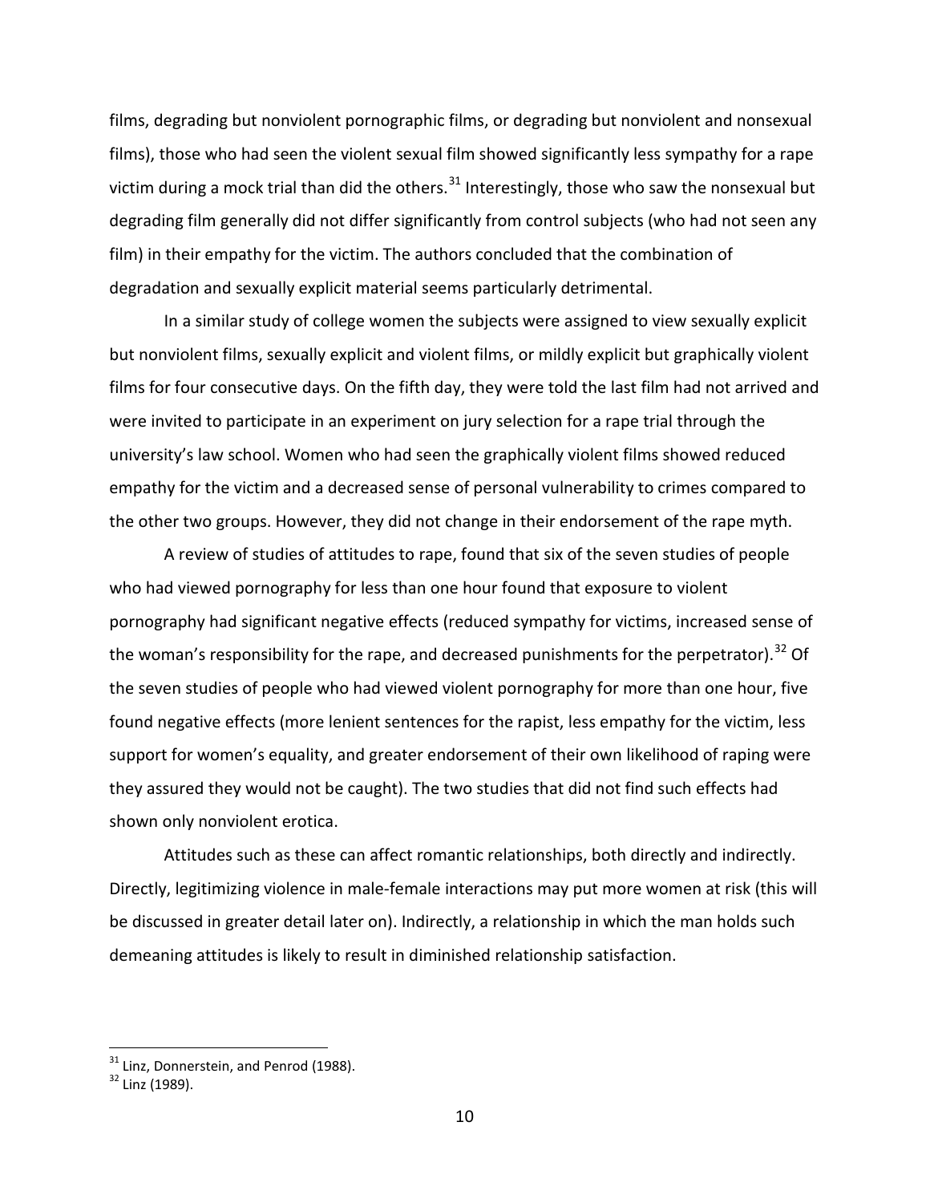films, degrading but nonviolent pornographic films, or degrading but nonviolent and nonsexual films), those who had seen the violent sexual film showed significantly less sympathy for a rape victim during a mock trial than did the others.[31] Interestingly, those who saw the nonsexual but degrading film generally did not differ significantly from control subjects (who had not seen any film) in their empathy for the victim. The authors concluded that the combination of degradation and sexually explicit material seems particularly detrimental.

In a similar study of college women the subjects were assigned to view sexually explicit but nonviolent films, sexually explicit and violent films, or mildly explicit but graphically violent films for four consecutive days. On the fifth day, they were told the last film had not arrived and were invited to participate in an experiment on jury selection for a rape trial through the university's law school. Women who had seen the graphically violent films showed reduced empathy for the victim and a decreased sense of personal vulnerability to crimes compared to the other two groups. However, they did not change in their endorsement of the rape myth.

A review of studies of attitudes to rape, found that six of the seven studies of people who had viewed pornography for less than one hour found that exposure to violent pornography had significant negative effects (reduced sympathy for victims, increased sense of the woman's responsibility for the rape, and decreased punishments for the perpetrator).[32] Of the seven studies of people who had viewed violent pornography for more than one hour, five found negative effects (more lenient sentences for the rapist, less empathy for the victim, less support for women's equality, and greater endorsement of their own likelihood of raping were they assured they would not be caught). The two studies that did not find such effects had shown only nonviolent erotica.

Attitudes such as these can affect romantic relationships, both directly and indirectly. Directly, legitimizing violence in male-female interactions may put more women at risk (this will be discussed in greater detail later on). Indirectly, a relationship in which the man holds such demeaning attitudes is likely to result in diminished relationship satisfaction.

[31] Linz, Donnerstein, and Penrod (1988).

[32] Linz (1989).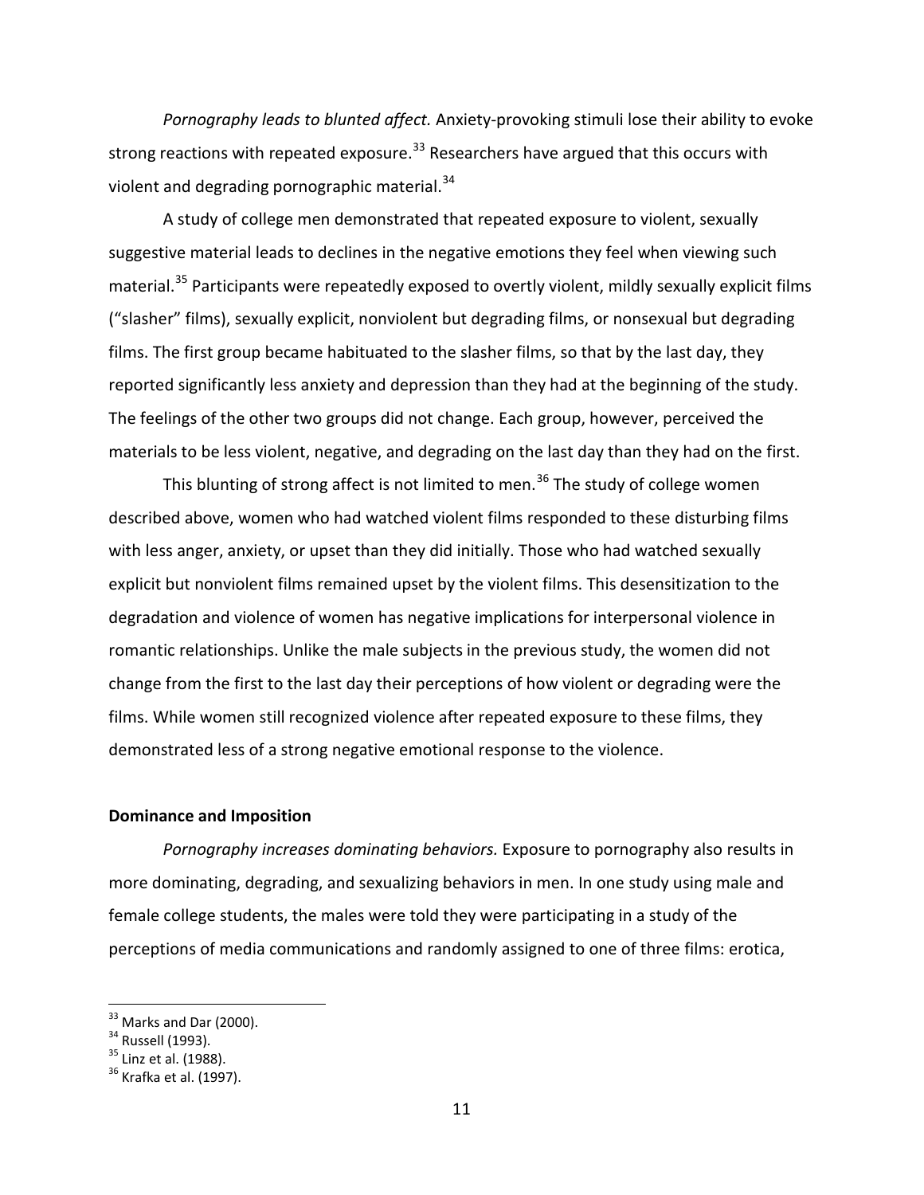*Pornography leads to blunted affect.* Anxiety-provoking stimuli lose their ability to evoke strong reactions with repeated exposure.[33] Researchers have argued that this occurs with violent and degrading pornographic material.[34]

A study of college men demonstrated that repeated exposure to violent, sexually suggestive material leads to declines in the negative emotions they feel when viewing such material.[35] Participants were repeatedly exposed to overtly violent, mildly sexually explicit films ("slasher" films), sexually explicit, nonviolent but degrading films, or nonsexual but degrading films. The first group became habituated to the slasher films, so that by the last day, they reported significantly less anxiety and depression than they had at the beginning of the study. The feelings of the other two groups did not change. Each group, however, perceived the materials to be less violent, negative, and degrading on the last day than they had on the first.

This blunting of strong affect is not limited to men.[36] The study of college women described above, women who had watched violent films responded to these disturbing films with less anger, anxiety, or upset than they did initially. Those who had watched sexually explicit but nonviolent films remained upset by the violent films. This desensitization to the degradation and violence of women has negative implications for interpersonal violence in romantic relationships. Unlike the male subjects in the previous study, the women did not change from the first to the last day their perceptions of how violent or degrading were the films. While women still recognized violence after repeated exposure to these films, they demonstrated less of a strong negative emotional response to the violence.

**Dominance and Imposition**

*Pornography increases dominating behaviors.* Exposure to pornography also results in more dominating, degrading, and sexualizing behaviors in men. In one study using male and female college students, the males were told they were participating in a study of the perceptions of media communications and randomly assigned to one of three films: erotica,

---

[33] Marks and Dar (2000).

[34] Russell (1993).

[35] Linz et al. (1988).

[36] Krafka et al. (1997).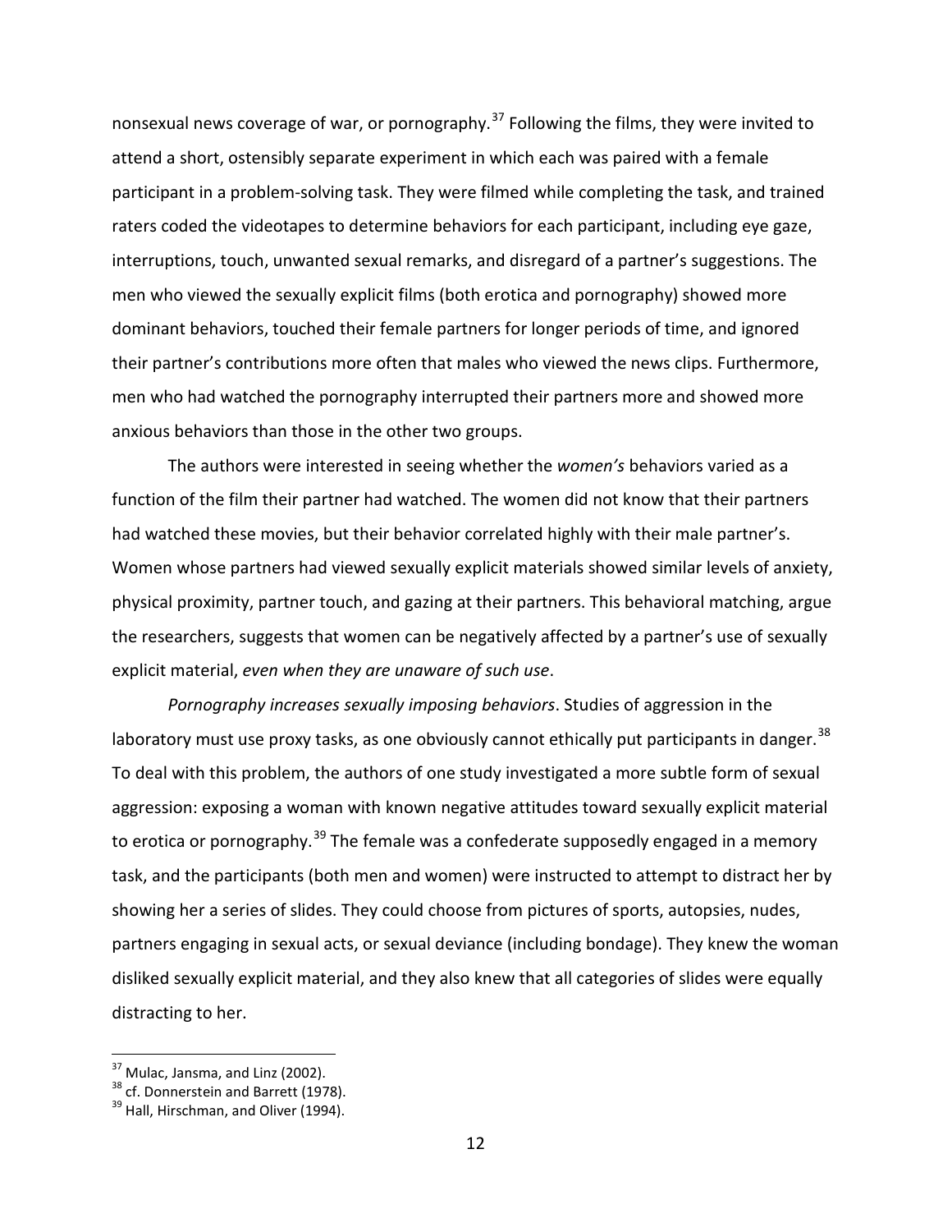nonsexual news coverage of war, or pornography.[37] Following the films, they were invited to attend a short, ostensibly separate experiment in which each was paired with a female participant in a problem-solving task. They were filmed while completing the task, and trained raters coded the videotapes to determine behaviors for each participant, including eye gaze, interruptions, touch, unwanted sexual remarks, and disregard of a partner's suggestions. The men who viewed the sexually explicit films (both erotica and pornography) showed more dominant behaviors, touched their female partners for longer periods of time, and ignored their partner's contributions more often that males who viewed the news clips. Furthermore, men who had watched the pornography interrupted their partners more and showed more anxious behaviors than those in the other two groups.

The authors were interested in seeing whether the *women's* behaviors varied as a function of the film their partner had watched. The women did not know that their partners had watched these movies, but their behavior correlated highly with their male partner's. Women whose partners had viewed sexually explicit materials showed similar levels of anxiety, physical proximity, partner touch, and gazing at their partners. This behavioral matching, argue the researchers, suggests that women can be negatively affected by a partner's use of sexually explicit material, *even when they are unaware of such use*.

*Pornography increases sexually imposing behaviors*. Studies of aggression in the laboratory must use proxy tasks, as one obviously cannot ethically put participants in danger.[38] To deal with this problem, the authors of one study investigated a more subtle form of sexual aggression: exposing a woman with known negative attitudes toward sexually explicit material to erotica or pornography.[39] The female was a confederate supposedly engaged in a memory task, and the participants (both men and women) were instructed to attempt to distract her by showing her a series of slides. They could choose from pictures of sports, autopsies, nudes, partners engaging in sexual acts, or sexual deviance (including bondage). They knew the woman disliked sexually explicit material, and they also knew that all categories of slides were equally distracting to her.

---

[37] Mulac, Jansma, and Linz (2002).

[38] cf. Donnerstein and Barrett (1978).

[39] Hall, Hirschman, and Oliver (1994).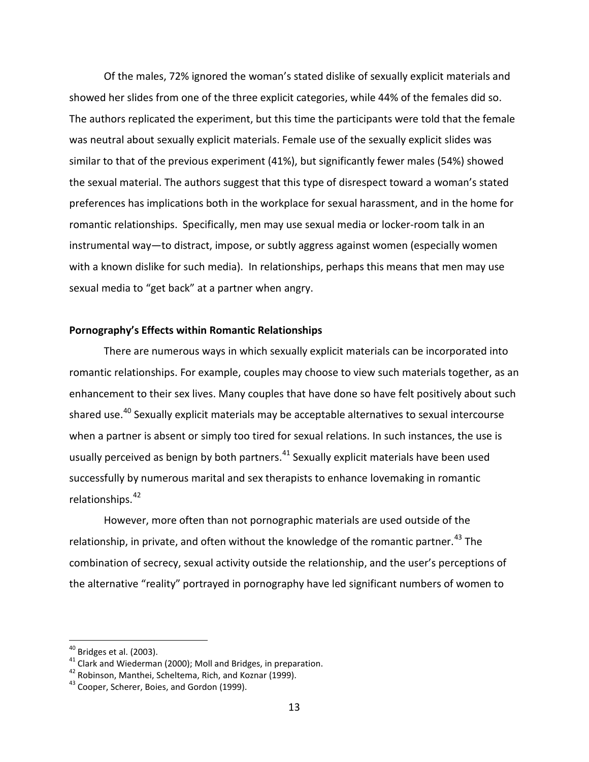Of the males, 72% ignored the woman's stated dislike of sexually explicit materials and showed her slides from one of the three explicit categories, while 44% of the females did so. The authors replicated the experiment, but this time the participants were told that the female was neutral about sexually explicit materials. Female use of the sexually explicit slides was similar to that of the previous experiment (41%), but significantly fewer males (54%) showed the sexual material. The authors suggest that this type of disrespect toward a woman's stated preferences has implications both in the workplace for sexual harassment, and in the home for romantic relationships. Specifically, men may use sexual media or locker-room talk in an instrumental way—to distract, impose, or subtly aggress against women (especially women with a known dislike for such media). In relationships, perhaps this means that men may use sexual media to "get back" at a partner when angry.

**Pornography's Effects within Romantic Relationships**

There are numerous ways in which sexually explicit materials can be incorporated into romantic relationships. For example, couples may choose to view such materials together, as an enhancement to their sex lives. Many couples that have done so have felt positively about such shared use.[40] Sexually explicit materials may be acceptable alternatives to sexual intercourse when a partner is absent or simply too tired for sexual relations. In such instances, the use is usually perceived as benign by both partners.[41] Sexually explicit materials have been used successfully by numerous marital and sex therapists to enhance lovemaking in romantic relationships.[42]

However, more often than not pornographic materials are used outside of the relationship, in private, and often without the knowledge of the romantic partner.[43] The combination of secrecy, sexual activity outside the relationship, and the user's perceptions of the alternative "reality" portrayed in pornography have led significant numbers of women to

---

[40] Bridges et al. (2003).

[41] Clark and Wiederman (2000); Moll and Bridges, in preparation.

[42] Robinson, Manthei, Scheltema, Rich, and Koznar (1999).

[43] Cooper, Scherer, Boies, and Gordon (1999).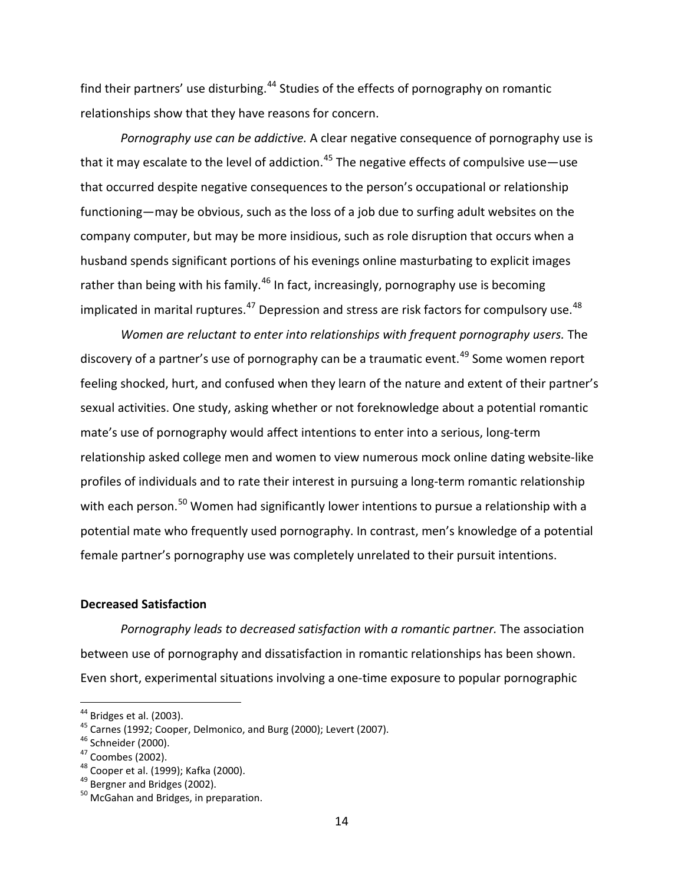find their partners' use disturbing.[44] Studies of the effects of pornography on romantic relationships show that they have reasons for concern.

*Pornography use can be addictive.* A clear negative consequence of pornography use is that it may escalate to the level of addiction.[45] The negative effects of compulsive use—use that occurred despite negative consequences to the person's occupational or relationship functioning—may be obvious, such as the loss of a job due to surfing adult websites on the company computer, but may be more insidious, such as role disruption that occurs when a husband spends significant portions of his evenings online masturbating to explicit images rather than being with his family.[46] In fact, increasingly, pornography use is becoming implicated in marital ruptures.[47] Depression and stress are risk factors for compulsory use.[48]

*Women are reluctant to enter into relationships with frequent pornography users.* The discovery of a partner's use of pornography can be a traumatic event.[49] Some women report feeling shocked, hurt, and confused when they learn of the nature and extent of their partner's sexual activities. One study, asking whether or not foreknowledge about a potential romantic mate's use of pornography would affect intentions to enter into a serious, long-term relationship asked college men and women to view numerous mock online dating website-like profiles of individuals and to rate their interest in pursuing a long-term romantic relationship with each person.[50] Women had significantly lower intentions to pursue a relationship with a potential mate who frequently used pornography. In contrast, men's knowledge of a potential female partner's pornography use was completely unrelated to their pursuit intentions.

**Decreased Satisfaction**

*Pornography leads to decreased satisfaction with a romantic partner.* The association between use of pornography and dissatisfaction in romantic relationships has been shown. Even short, experimental situations involving a one-time exposure to popular pornographic

---

[44] Bridges et al. (2003).

[45] Carnes (1992; Cooper, Delmonico, and Burg (2000); Levert (2007).

[46] Schneider (2000).

[47] Coombes (2002).

[48] Cooper et al. (1999); Kafka (2000).

[49] Bergner and Bridges (2002).

[50] McGahan and Bridges, in preparation.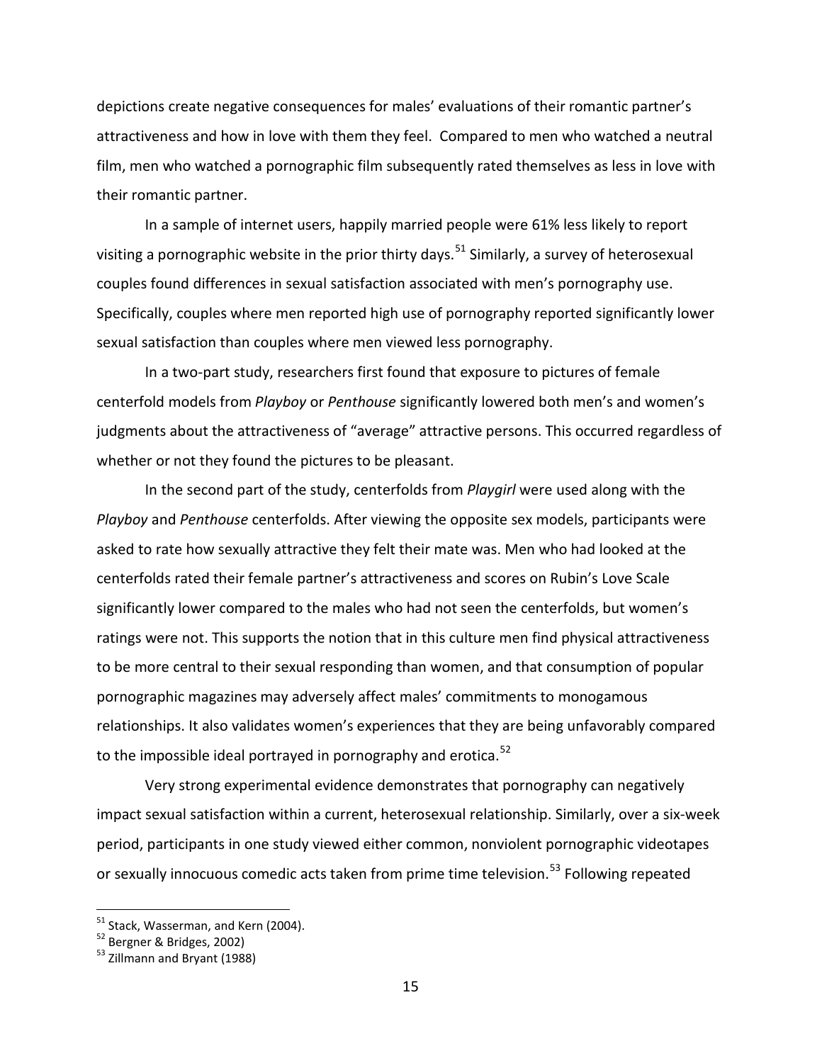depictions create negative consequences for males' evaluations of their romantic partner's attractiveness and how in love with them they feel. Compared to men who watched a neutral film, men who watched a pornographic film subsequently rated themselves as less in love with their romantic partner.

In a sample of internet users, happily married people were 61% less likely to report visiting a pornographic website in the prior thirty days.[51] Similarly, a survey of heterosexual couples found differences in sexual satisfaction associated with men's pornography use. Specifically, couples where men reported high use of pornography reported significantly lower sexual satisfaction than couples where men viewed less pornography.

In a two-part study, researchers first found that exposure to pictures of female centerfold models from *Playboy* or *Penthouse* significantly lowered both men's and women's judgments about the attractiveness of "average" attractive persons. This occurred regardless of whether or not they found the pictures to be pleasant.

In the second part of the study, centerfolds from *Playgirl* were used along with the *Playboy* and *Penthouse* centerfolds. After viewing the opposite sex models, participants were asked to rate how sexually attractive they felt their mate was. Men who had looked at the centerfolds rated their female partner's attractiveness and scores on Rubin's Love Scale significantly lower compared to the males who had not seen the centerfolds, but women's ratings were not. This supports the notion that in this culture men find physical attractiveness to be more central to their sexual responding than women, and that consumption of popular pornographic magazines may adversely affect males' commitments to monogamous relationships. It also validates women's experiences that they are being unfavorably compared to the impossible ideal portrayed in pornography and erotica.[52]

Very strong experimental evidence demonstrates that pornography can negatively impact sexual satisfaction within a current, heterosexual relationship. Similarly, over a six-week period, participants in one study viewed either common, nonviolent pornographic videotapes or sexually innocuous comedic acts taken from prime time television.[53] Following repeated

---

[51] Stack, Wasserman, and Kern (2004).

[52] Bergner & Bridges, 2002)

[53] Zillmann and Bryant (1988)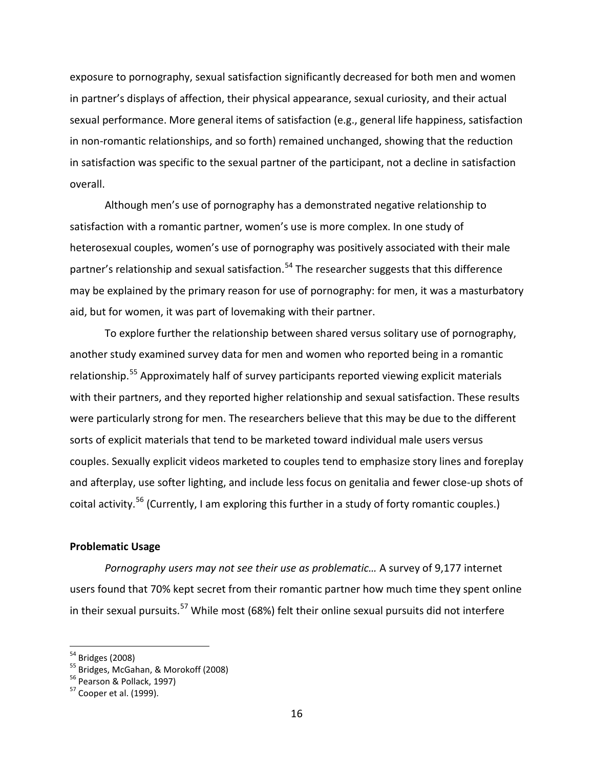exposure to pornography, sexual satisfaction significantly decreased for both men and women in partner's displays of affection, their physical appearance, sexual curiosity, and their actual sexual performance. More general items of satisfaction (e.g., general life happiness, satisfaction in non-romantic relationships, and so forth) remained unchanged, showing that the reduction in satisfaction was specific to the sexual partner of the participant, not a decline in satisfaction overall.

Although men's use of pornography has a demonstrated negative relationship to satisfaction with a romantic partner, women's use is more complex. In one study of heterosexual couples, women's use of pornography was positively associated with their male partner's relationship and sexual satisfaction.[54] The researcher suggests that this difference may be explained by the primary reason for use of pornography: for men, it was a masturbatory aid, but for women, it was part of lovemaking with their partner.

To explore further the relationship between shared versus solitary use of pornography, another study examined survey data for men and women who reported being in a romantic relationship.[55] Approximately half of survey participants reported viewing explicit materials with their partners, and they reported higher relationship and sexual satisfaction. These results were particularly strong for men. The researchers believe that this may be due to the different sorts of explicit materials that tend to be marketed toward individual male users versus couples. Sexually explicit videos marketed to couples tend to emphasize story lines and foreplay and afterplay, use softer lighting, and include less focus on genitalia and fewer close-up shots of coital activity.[56] (Currently, I am exploring this further in a study of forty romantic couples.)

**Problematic Usage**

*Pornography users may not see their use as problematic…* A survey of 9,177 internet users found that 70% kept secret from their romantic partner how much time they spent online in their sexual pursuits.[57] While most (68%) felt their online sexual pursuits did not interfere

---

[54] Bridges (2008)

[55] Bridges, McGahan, & Morokoff (2008)

[56] Pearson & Pollack, 1997)

[57] Cooper et al. (1999).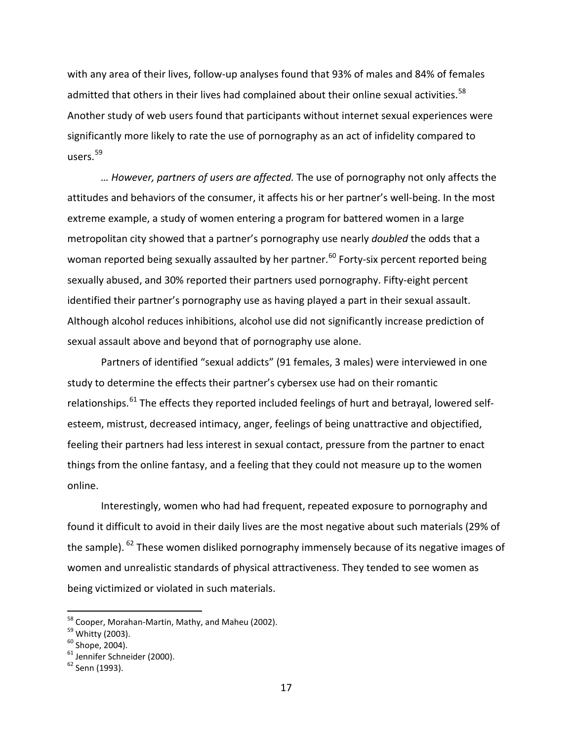with any area of their lives, follow-up analyses found that 93% of males and 84% of females admitted that others in their lives had complained about their online sexual activities.[58] Another study of web users found that participants without internet sexual experiences were significantly more likely to rate the use of pornography as an act of infidelity compared to users.[59]

*… However, partners of users are affected.* The use of pornography not only affects the attitudes and behaviors of the consumer, it affects his or her partner's well-being. In the most extreme example, a study of women entering a program for battered women in a large metropolitan city showed that a partner's pornography use nearly *doubled* the odds that a woman reported being sexually assaulted by her partner.[60] Forty-six percent reported being sexually abused, and 30% reported their partners used pornography. Fifty-eight percent identified their partner's pornography use as having played a part in their sexual assault. Although alcohol reduces inhibitions, alcohol use did not significantly increase prediction of sexual assault above and beyond that of pornography use alone.

Partners of identified "sexual addicts" (91 females, 3 males) were interviewed in one study to determine the effects their partner's cybersex use had on their romantic relationships.[61] The effects they reported included feelings of hurt and betrayal, lowered self-esteem, mistrust, decreased intimacy, anger, feelings of being unattractive and objectified, feeling their partners had less interest in sexual contact, pressure from the partner to enact things from the online fantasy, and a feeling that they could not measure up to the women online.

Interestingly, women who had had frequent, repeated exposure to pornography and found it difficult to avoid in their daily lives are the most negative about such materials (29% of the sample). [62] These women disliked pornography immensely because of its negative images of women and unrealistic standards of physical attractiveness. They tended to see women as being victimized or violated in such materials.

---

[58] Cooper, Morahan-Martin, Mathy, and Maheu (2002).

[59] Whitty (2003).

[60] Shope, 2004).

[61] Jennifer Schneider (2000).

[62] Senn (1993).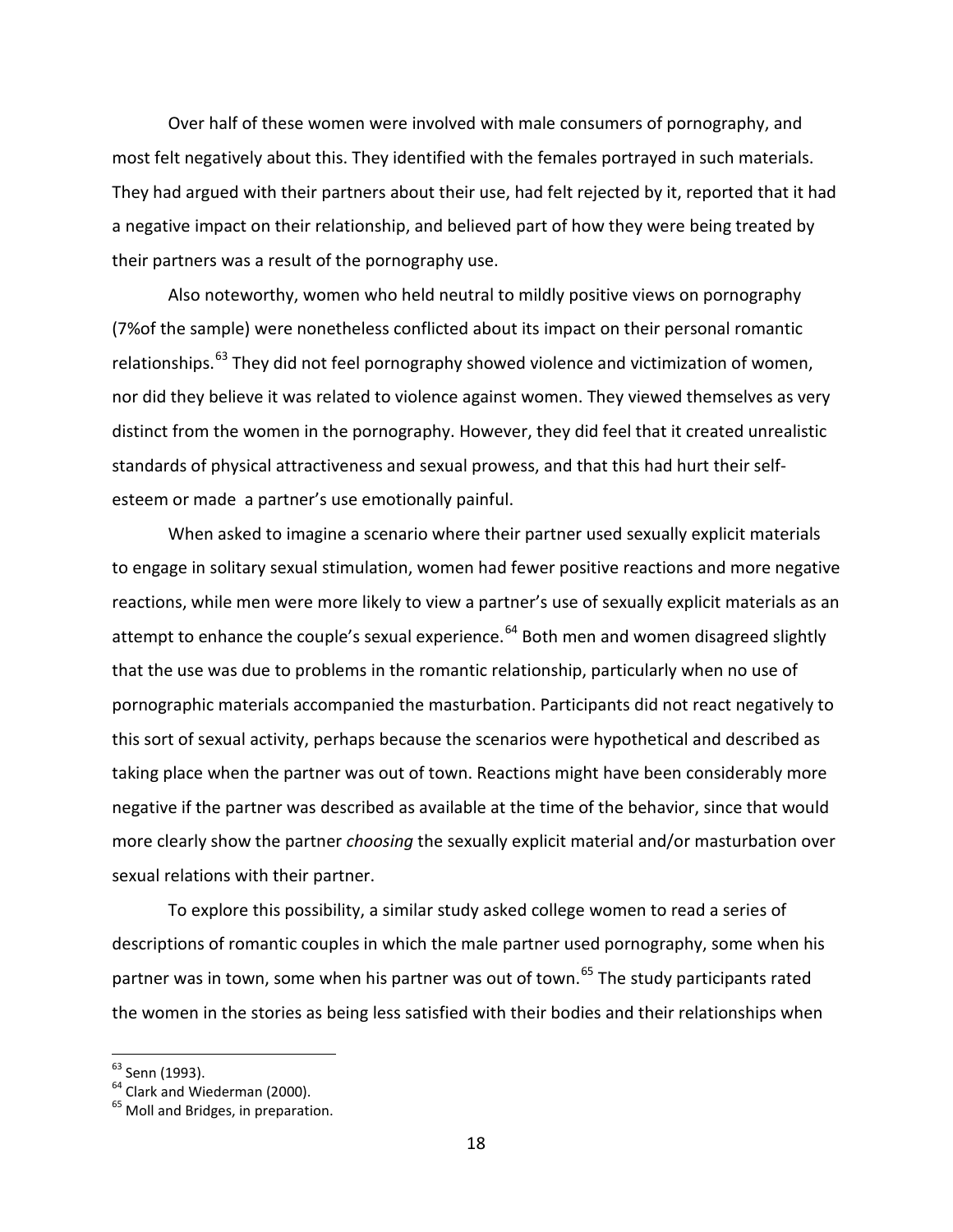Over half of these women were involved with male consumers of pornography, and most felt negatively about this. They identified with the females portrayed in such materials. They had argued with their partners about their use, had felt rejected by it, reported that it had a negative impact on their relationship, and believed part of how they were being treated by their partners was a result of the pornography use.

Also noteworthy, women who held neutral to mildly positive views on pornography (7%of the sample) were nonetheless conflicted about its impact on their personal romantic relationships.[63] They did not feel pornography showed violence and victimization of women, nor did they believe it was related to violence against women. They viewed themselves as very distinct from the women in the pornography. However, they did feel that it created unrealistic standards of physical attractiveness and sexual prowess, and that this had hurt their self-esteem or made a partner's use emotionally painful.

When asked to imagine a scenario where their partner used sexually explicit materials to engage in solitary sexual stimulation, women had fewer positive reactions and more negative reactions, while men were more likely to view a partner's use of sexually explicit materials as an attempt to enhance the couple's sexual experience.[64] Both men and women disagreed slightly that the use was due to problems in the romantic relationship, particularly when no use of pornographic materials accompanied the masturbation. Participants did not react negatively to this sort of sexual activity, perhaps because the scenarios were hypothetical and described as taking place when the partner was out of town. Reactions might have been considerably more negative if the partner was described as available at the time of the behavior, since that would more clearly show the partner *choosing* the sexually explicit material and/or masturbation over sexual relations with their partner.

To explore this possibility, a similar study asked college women to read a series of descriptions of romantic couples in which the male partner used pornography, some when his partner was in town, some when his partner was out of town.[65] The study participants rated the women in the stories as being less satisfied with their bodies and their relationships when

[63] Senn (1993).
[64] Clark and Wiederman (2000).
[65] Moll and Bridges, in preparation.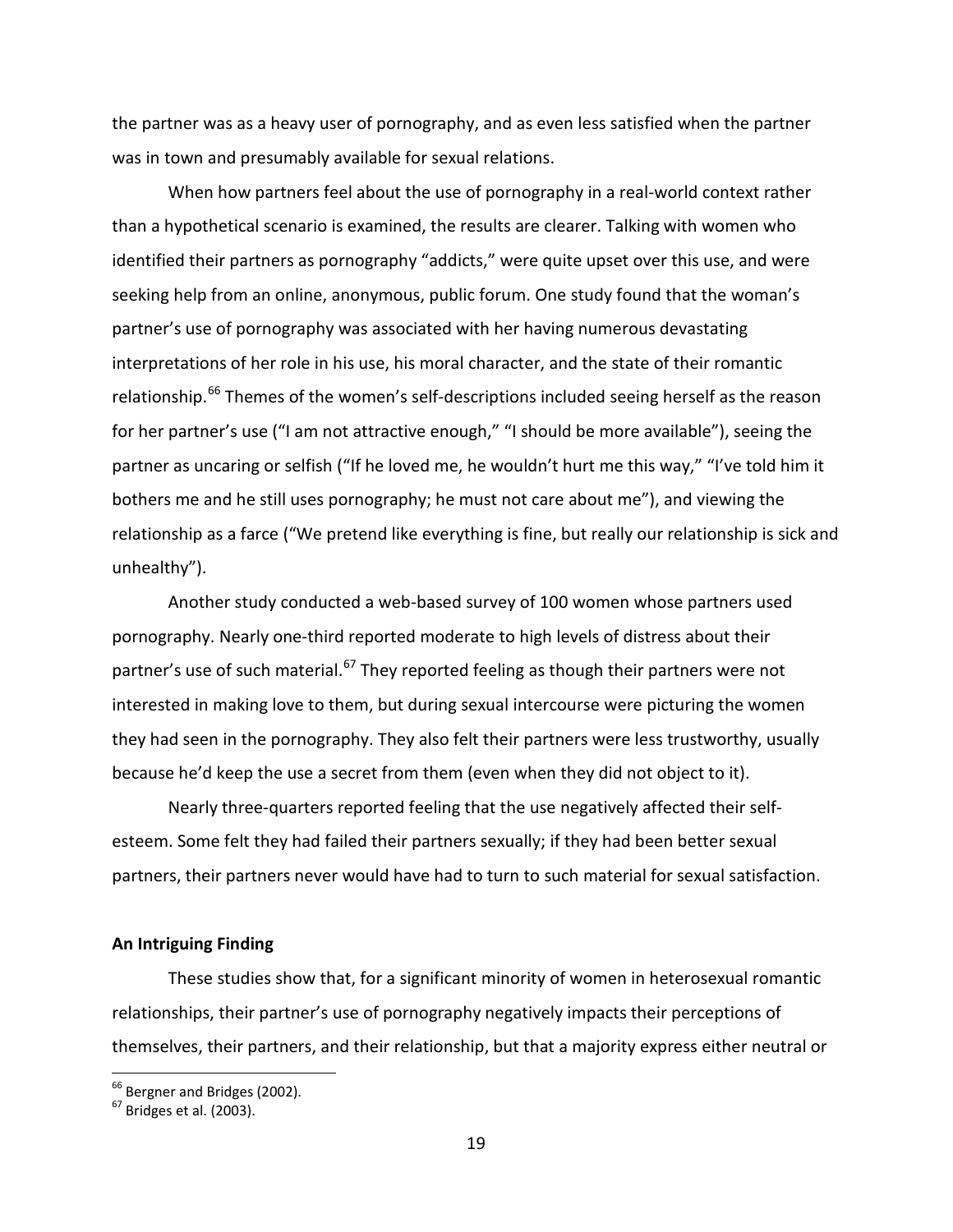the partner was as a heavy user of pornography, and as even less satisfied when the partner was in town and presumably available for sexual relations.

When how partners feel about the use of pornography in a real-world context rather than a hypothetical scenario is examined, the results are clearer. Talking with women who identified their partners as pornography "addicts," were quite upset over this use, and were seeking help from an online, anonymous, public forum. One study found that the woman's partner's use of pornography was associated with her having numerous devastating interpretations of her role in his use, his moral character, and the state of their romantic relationship.[66] Themes of the women's self-descriptions included seeing herself as the reason for her partner's use ("I am not attractive enough," "I should be more available"), seeing the partner as uncaring or selfish ("If he loved me, he wouldn't hurt me this way," "I've told him it bothers me and he still uses pornography; he must not care about me"), and viewing the relationship as a farce ("We pretend like everything is fine, but really our relationship is sick and unhealthy").

Another study conducted a web-based survey of 100 women whose partners used pornography. Nearly one-third reported moderate to high levels of distress about their partner's use of such material.[67] They reported feeling as though their partners were not interested in making love to them, but during sexual intercourse were picturing the women they had seen in the pornography. They also felt their partners were less trustworthy, usually because he'd keep the use a secret from them (even when they did not object to it).

Nearly three-quarters reported feeling that the use negatively affected their self-esteem. Some felt they had failed their partners sexually; if they had been better sexual partners, their partners never would have had to turn to such material for sexual satisfaction.

**An Intriguing Finding**

These studies show that, for a significant minority of women in heterosexual romantic relationships, their partner's use of pornography negatively impacts their perceptions of themselves, their partners, and their relationship, but that a majority express either neutral or

[66] Bergner and Bridges (2002).

[67] Bridges et al. (2003).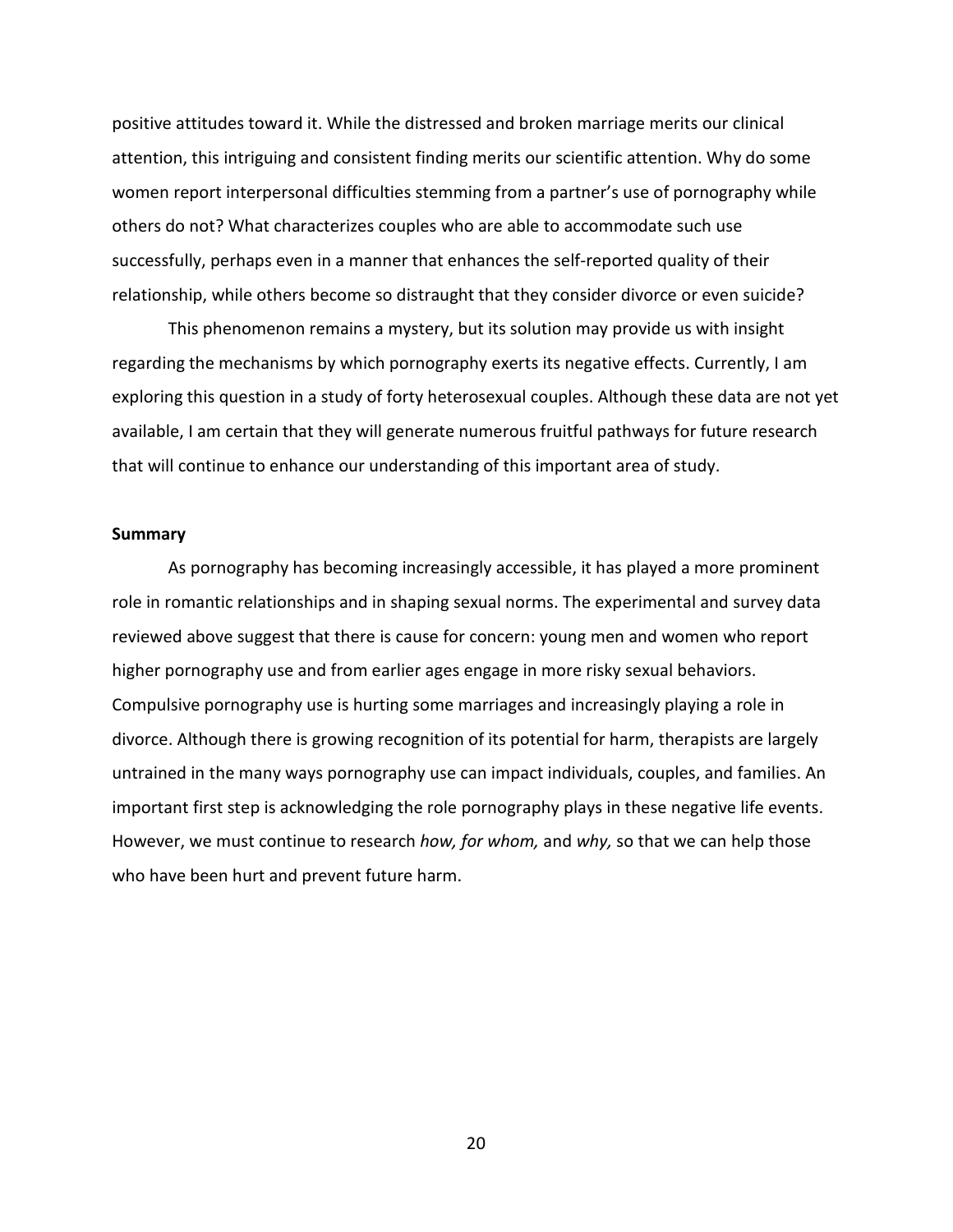positive attitudes toward it. While the distressed and broken marriage merits our clinical attention, this intriguing and consistent finding merits our scientific attention. Why do some women report interpersonal difficulties stemming from a partner's use of pornography while others do not? What characterizes couples who are able to accommodate such use successfully, perhaps even in a manner that enhances the self-reported quality of their relationship, while others become so distraught that they consider divorce or even suicide?

This phenomenon remains a mystery, but its solution may provide us with insight regarding the mechanisms by which pornography exerts its negative effects. Currently, I am exploring this question in a study of forty heterosexual couples. Although these data are not yet available, I am certain that they will generate numerous fruitful pathways for future research that will continue to enhance our understanding of this important area of study.

**Summary**

As pornography has becoming increasingly accessible, it has played a more prominent role in romantic relationships and in shaping sexual norms. The experimental and survey data reviewed above suggest that there is cause for concern: young men and women who report higher pornography use and from earlier ages engage in more risky sexual behaviors. Compulsive pornography use is hurting some marriages and increasingly playing a role in divorce. Although there is growing recognition of its potential for harm, therapists are largely untrained in the many ways pornography use can impact individuals, couples, and families. An important first step is acknowledging the role pornography plays in these negative life events. However, we must continue to research *how, for whom,* and *why,* so that we can help those who have been hurt and prevent future harm.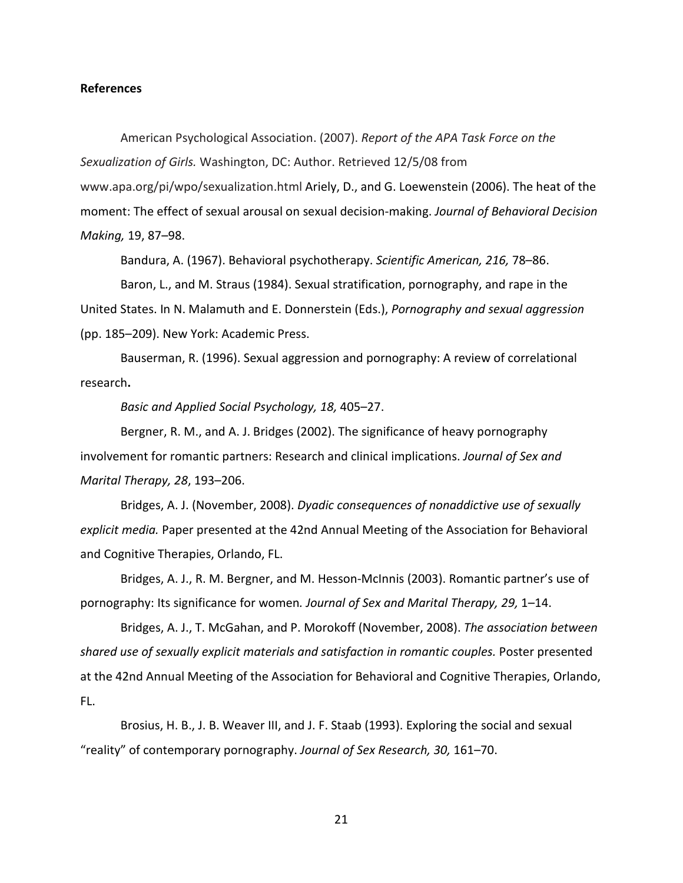**References**

American Psychological Association. (2007). *Report of the APA Task Force on the Sexualization of Girls.* Washington, DC: Author. Retrieved 12/5/08 from www.apa.org/pi/wpo/sexualization.html Ariely, D., and G. Loewenstein (2006). The heat of the moment: The effect of sexual arousal on sexual decision-making. *Journal of Behavioral Decision Making,* 19, 87–98.

Bandura, A. (1967). Behavioral psychotherapy. *Scientific American, 216,* 78–86.

Baron, L., and M. Straus (1984). Sexual stratification, pornography, and rape in the United States. In N. Malamuth and E. Donnerstein (Eds.), *Pornography and sexual aggression* (pp. 185–209). New York: Academic Press.

Bauserman, R. (1996). Sexual aggression and pornography: A review of correlational research**.**

*Basic and Applied Social Psychology, 18,* 405–27.

Bergner, R. M., and A. J. Bridges (2002). The significance of heavy pornography involvement for romantic partners: Research and clinical implications. *Journal of Sex and Marital Therapy, 28*, 193–206.

Bridges, A. J. (November, 2008). *Dyadic consequences of nonaddictive use of sexually explicit media.* Paper presented at the 42nd Annual Meeting of the Association for Behavioral and Cognitive Therapies, Orlando, FL.

Bridges, A. J., R. M. Bergner, and M. Hesson-McInnis (2003). Romantic partner's use of pornography: Its significance for women*. Journal of Sex and Marital Therapy, 29,* 1–14.

Bridges, A. J., T. McGahan, and P. Morokoff (November, 2008). *The association between shared use of sexually explicit materials and satisfaction in romantic couples.* Poster presented at the 42nd Annual Meeting of the Association for Behavioral and Cognitive Therapies, Orlando, FL.

Brosius, H. B., J. B. Weaver III, and J. F. Staab (1993). Exploring the social and sexual "reality" of contemporary pornography. *Journal of Sex Research, 30,* 161–70.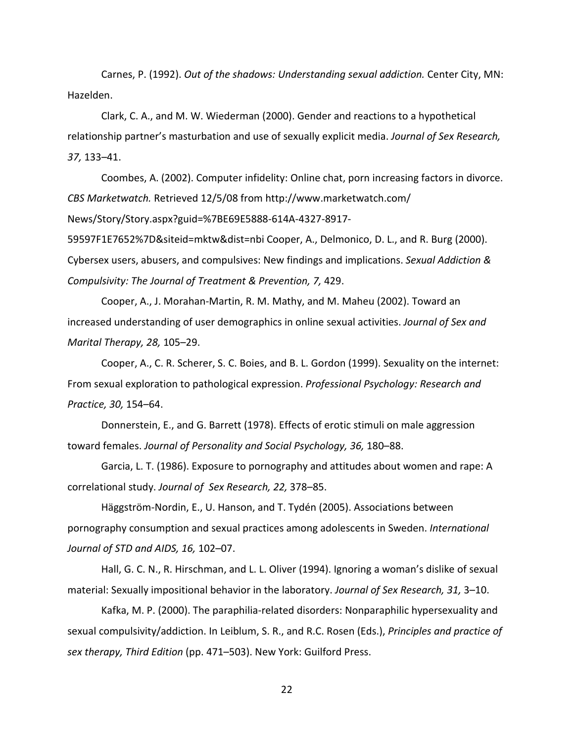Carnes, P. (1992). *Out of the shadows: Understanding sexual addiction.* Center City, MN: Hazelden.

Clark, C. A., and M. W. Wiederman (2000). Gender and reactions to a hypothetical relationship partner's masturbation and use of sexually explicit media. *Journal of Sex Research, 37,* 133–41.

Coombes, A. (2002). Computer infidelity: Online chat, porn increasing factors in divorce. *CBS Marketwatch.* Retrieved 12/5/08 from http://www.marketwatch.com/News/Story/Story.aspx?guid=%7BE69E5888-614A-4327-8917-59597F1E7652%7D&siteid=mktw&dist=nbi Cooper, A., Delmonico, D. L., and R. Burg (2000). Cybersex users, abusers, and compulsives: New findings and implications. *Sexual Addiction & Compulsivity: The Journal of Treatment & Prevention, 7,* 429.

Cooper, A., J. Morahan-Martin, R. M. Mathy, and M. Maheu (2002). Toward an increased understanding of user demographics in online sexual activities. *Journal of Sex and Marital Therapy, 28,* 105–29.

Cooper, A., C. R. Scherer, S. C. Boies, and B. L. Gordon (1999). Sexuality on the internet: From sexual exploration to pathological expression. *Professional Psychology: Research and Practice, 30,* 154–64.

Donnerstein, E., and G. Barrett (1978). Effects of erotic stimuli on male aggression toward females. *Journal of Personality and Social Psychology, 36,* 180–88.

Garcia, L. T. (1986). Exposure to pornography and attitudes about women and rape: A correlational study. *Journal of Sex Research, 22,* 378–85.

Häggström-Nordin, E., U. Hanson, and T. Tydén (2005). Associations between pornography consumption and sexual practices among adolescents in Sweden. *International Journal of STD and AIDS, 16,* 102–07.

Hall, G. C. N., R. Hirschman, and L. L. Oliver (1994). Ignoring a woman's dislike of sexual material: Sexually impositional behavior in the laboratory. *Journal of Sex Research, 31,* 3–10.

Kafka, M. P. (2000). The paraphilia-related disorders: Nonparaphilic hypersexuality and sexual compulsivity/addiction. In Leiblum, S. R., and R.C. Rosen (Eds.), *Principles and practice of sex therapy, Third Edition* (pp. 471–503). New York: Guilford Press.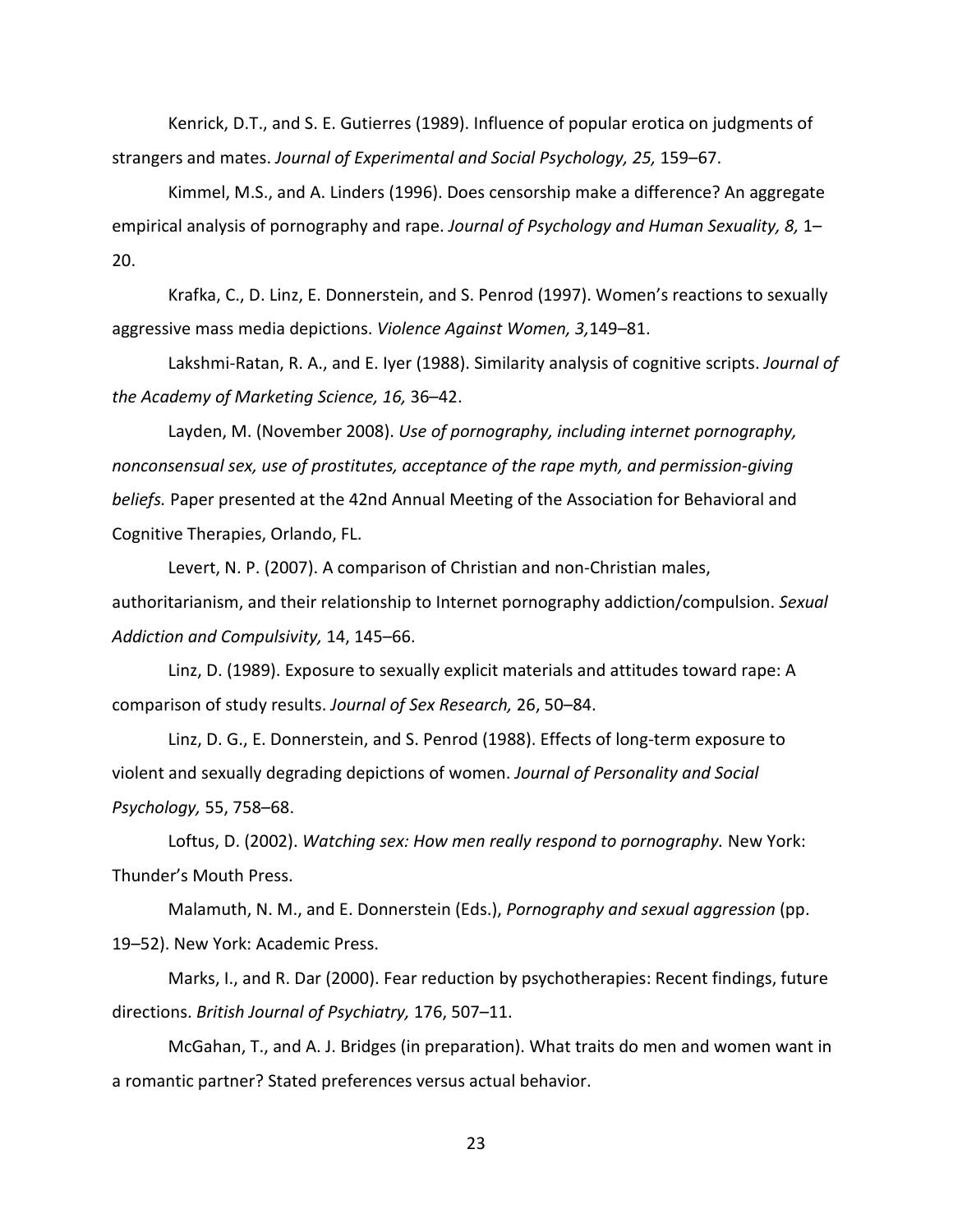Kenrick, D.T., and S. E. Gutierres (1989). Influence of popular erotica on judgments of strangers and mates. *Journal of Experimental and Social Psychology, 25,* 159–67.

Kimmel, M.S., and A. Linders (1996). Does censorship make a difference? An aggregate empirical analysis of pornography and rape. *Journal of Psychology and Human Sexuality, 8,* 1–20.

Krafka, C., D. Linz, E. Donnerstein, and S. Penrod (1997). Women's reactions to sexually aggressive mass media depictions. *Violence Against Women, 3,*149–81.

Lakshmi-Ratan, R. A., and E. Iyer (1988). Similarity analysis of cognitive scripts. *Journal of the Academy of Marketing Science, 16,* 36–42.

Layden, M. (November 2008). *Use of pornography, including internet pornography, nonconsensual sex, use of prostitutes, acceptance of the rape myth, and permission-giving beliefs.* Paper presented at the 42nd Annual Meeting of the Association for Behavioral and Cognitive Therapies, Orlando, FL.

Levert, N. P. (2007). A comparison of Christian and non-Christian males, authoritarianism, and their relationship to Internet pornography addiction/compulsion. *Sexual Addiction and Compulsivity,* 14, 145–66.

Linz, D. (1989). Exposure to sexually explicit materials and attitudes toward rape: A comparison of study results. *Journal of Sex Research,* 26, 50–84.

Linz, D. G., E. Donnerstein, and S. Penrod (1988). Effects of long-term exposure to violent and sexually degrading depictions of women. *Journal of Personality and Social Psychology,* 55, 758–68.

Loftus, D. (2002). *Watching sex: How men really respond to pornography.* New York: Thunder's Mouth Press.

Malamuth, N. M., and E. Donnerstein (Eds.), *Pornography and sexual aggression* (pp. 19–52). New York: Academic Press.

Marks, I., and R. Dar (2000). Fear reduction by psychotherapies: Recent findings, future directions. *British Journal of Psychiatry,* 176, 507–11.

McGahan, T., and A. J. Bridges (in preparation). What traits do men and women want in a romantic partner? Stated preferences versus actual behavior.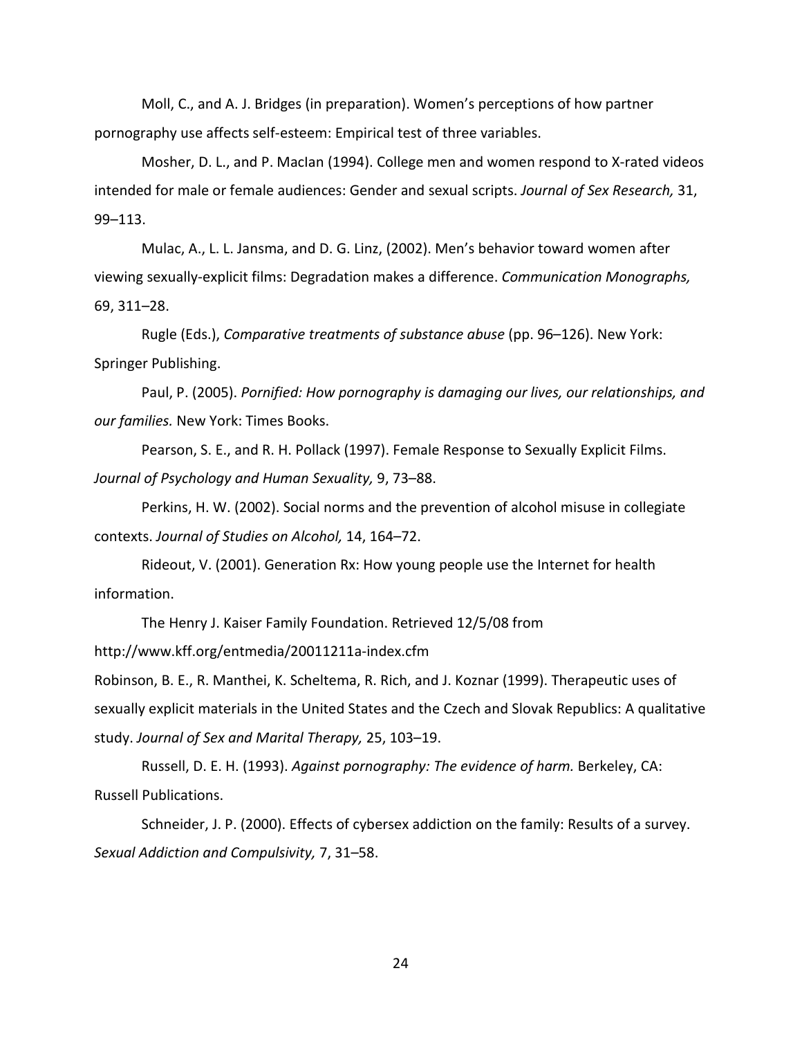Moll, C., and A. J. Bridges (in preparation). Women's perceptions of how partner pornography use affects self-esteem: Empirical test of three variables.

Mosher, D. L., and P. MacIan (1994). College men and women respond to X-rated videos intended for male or female audiences: Gender and sexual scripts. *Journal of Sex Research,* 31, 99–113.

Mulac, A., L. L. Jansma, and D. G. Linz, (2002). Men's behavior toward women after viewing sexually-explicit films: Degradation makes a difference. *Communication Monographs,* 69, 311–28.

Rugle (Eds.), *Comparative treatments of substance abuse* (pp. 96–126). New York: Springer Publishing.

Paul, P. (2005). *Pornified: How pornography is damaging our lives, our relationships, and our families.* New York: Times Books.

Pearson, S. E., and R. H. Pollack (1997). Female Response to Sexually Explicit Films. *Journal of Psychology and Human Sexuality,* 9, 73–88.

Perkins, H. W. (2002). Social norms and the prevention of alcohol misuse in collegiate contexts. *Journal of Studies on Alcohol,* 14, 164–72.

Rideout, V. (2001). Generation Rx: How young people use the Internet for health information.

The Henry J. Kaiser Family Foundation. Retrieved 12/5/08 from http://www.kff.org/entmedia/20011211a-index.cfm

Robinson, B. E., R. Manthei, K. Scheltema, R. Rich, and J. Koznar (1999). Therapeutic uses of sexually explicit materials in the United States and the Czech and Slovak Republics: A qualitative study. *Journal of Sex and Marital Therapy,* 25, 103–19.

Russell, D. E. H. (1993). *Against pornography: The evidence of harm.* Berkeley, CA: Russell Publications.

Schneider, J. P. (2000). Effects of cybersex addiction on the family: Results of a survey. *Sexual Addiction and Compulsivity,* 7, 31–58.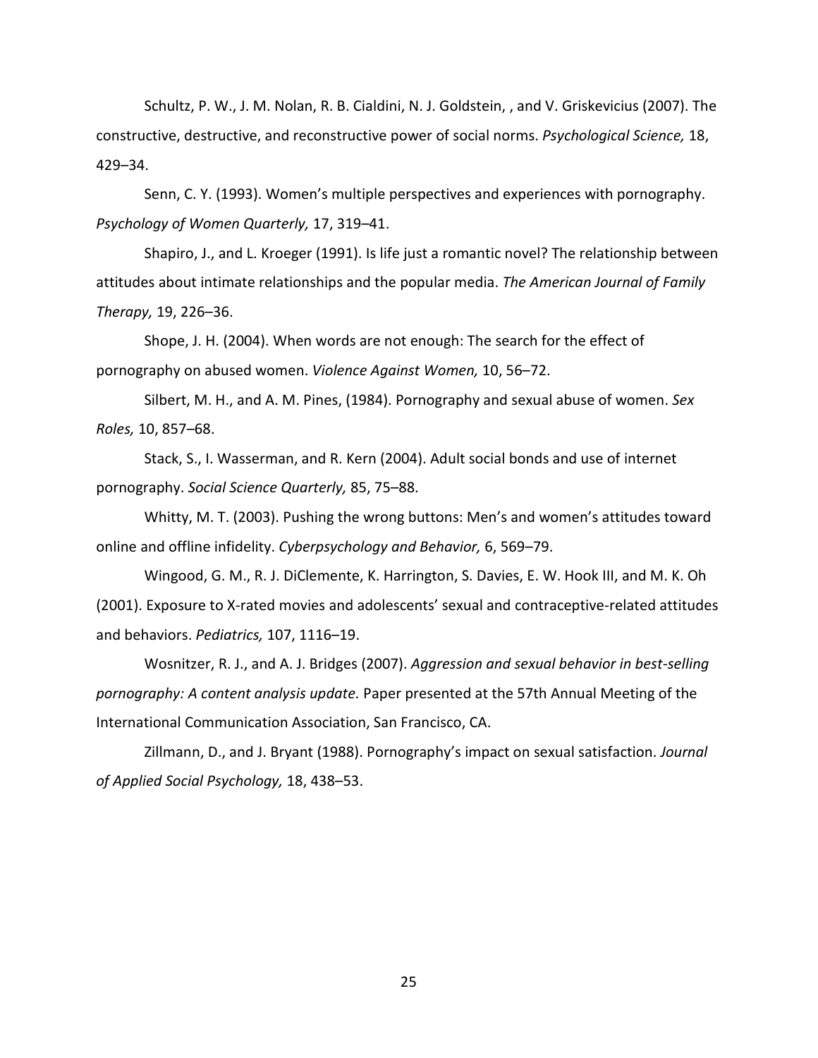Schultz, P. W., J. M. Nolan, R. B. Cialdini, N. J. Goldstein, , and V. Griskevicius (2007). The constructive, destructive, and reconstructive power of social norms. *Psychological Science,* 18, 429–34.

Senn, C. Y. (1993). Women's multiple perspectives and experiences with pornography. *Psychology of Women Quarterly,* 17, 319–41.

Shapiro, J., and L. Kroeger (1991). Is life just a romantic novel? The relationship between attitudes about intimate relationships and the popular media. *The American Journal of Family Therapy,* 19, 226–36.

Shope, J. H. (2004). When words are not enough: The search for the effect of pornography on abused women. *Violence Against Women,* 10, 56–72.

Silbert, M. H., and A. M. Pines, (1984). Pornography and sexual abuse of women. *Sex Roles,* 10, 857–68.

Stack, S., I. Wasserman, and R. Kern (2004). Adult social bonds and use of internet pornography. *Social Science Quarterly,* 85, 75–88.

Whitty, M. T. (2003). Pushing the wrong buttons: Men's and women's attitudes toward online and offline infidelity. *Cyberpsychology and Behavior,* 6, 569–79.

Wingood, G. M., R. J. DiClemente, K. Harrington, S. Davies, E. W. Hook III, and M. K. Oh (2001). Exposure to X-rated movies and adolescents' sexual and contraceptive-related attitudes and behaviors. *Pediatrics,* 107, 1116–19.

Wosnitzer, R. J., and A. J. Bridges (2007). *Aggression and sexual behavior in best-selling pornography: A content analysis update.* Paper presented at the 57th Annual Meeting of the International Communication Association, San Francisco, CA.

Zillmann, D., and J. Bryant (1988). Pornography's impact on sexual satisfaction. *Journal of Applied Social Psychology,* 18, 438–53.